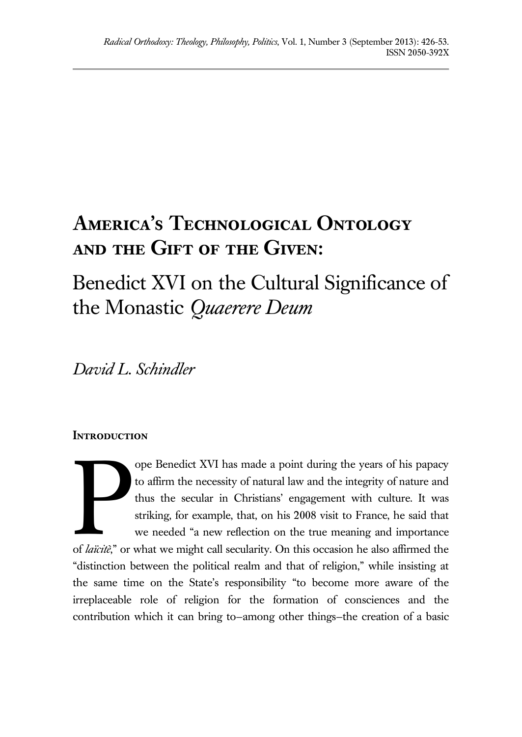# America's Technological Ontology and the Gift of the Given:

## Benedict XVI on the Cultural Significance of the Monastic *Quaerere Deum*

*David L. Schindler*

### Introduction

Pope Benedict XVI has made a point during the years of his papacy to affirm the necessity of natural law and the integrity of nature and thus the secular in Christians' engagement with culture. It was striking, for example, that, on his 2008 visit to France, he said that we needed "a new reflection on the true meaning and importance of *laïcitè*," or what we might call secularity. On this occasion he also affirmed the "distinction between the political realm and that of religion," while insisting at the same time on the State's responsibility "to become more aware of the irreplaceable role of religion for the formation of consciences and the contribution which it can bring to–among other things–the creation of a basic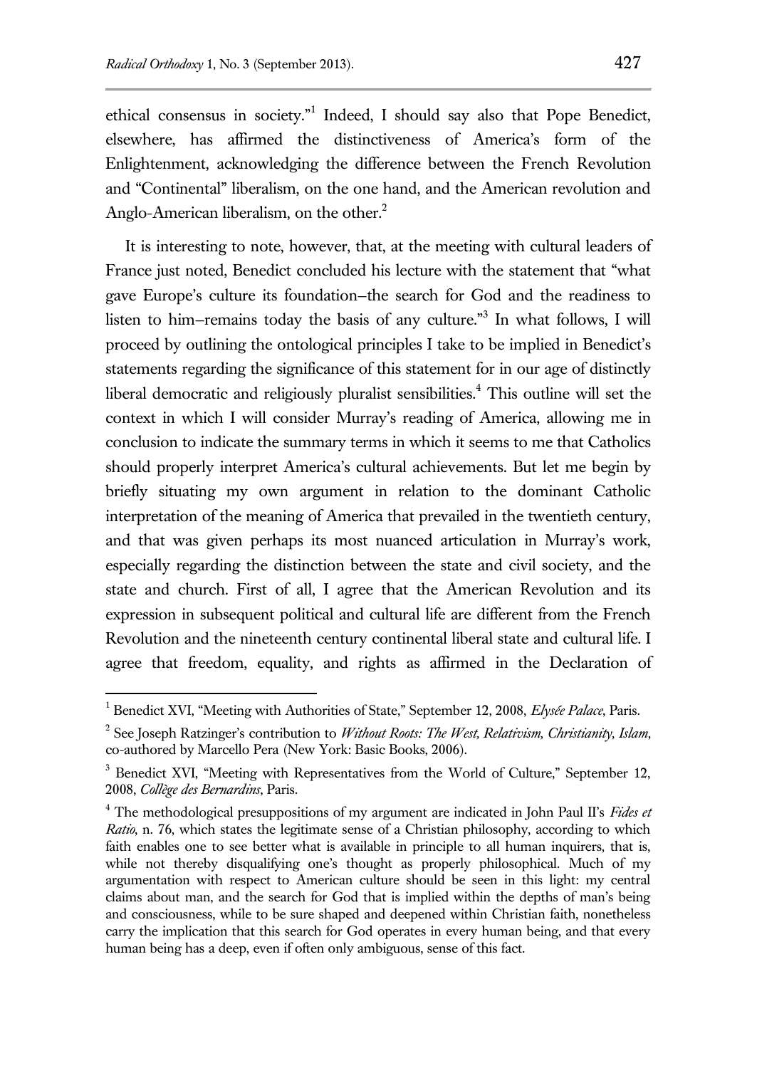ethical consensus in society."[1] Indeed, I should say also that Pope Benedict, elsewhere, has affirmed the distinctiveness of America's form of the Enlightenment, acknowledging the difference between the French Revolution and "Continental" liberalism, on the one hand, and the American revolution and Anglo-American liberalism, on the other.[2]

It is interesting to note, however, that, at the meeting with cultural leaders of France just noted, Benedict concluded his lecture with the statement that "what gave Europe's culture its foundation–the search for God and the readiness to listen to him–remains today the basis of any culture."[3] In what follows, I will proceed by outlining the ontological principles I take to be implied in Benedict's statements regarding the significance of this statement for in our age of distinctly liberal democratic and religiously pluralist sensibilities.[4] This outline will set the context in which I will consider Murray's reading of America, allowing me in conclusion to indicate the summary terms in which it seems to me that Catholics should properly interpret America's cultural achievements. But let me begin by briefly situating my own argument in relation to the dominant Catholic interpretation of the meaning of America that prevailed in the twentieth century, and that was given perhaps its most nuanced articulation in Murray's work, especially regarding the distinction between the state and civil society, and the state and church. First of all, I agree that the American Revolution and its expression in subsequent political and cultural life are different from the French Revolution and the nineteenth century continental liberal state and cultural life. I agree that freedom, equality, and rights as affirmed in the Declaration of

---

[1] Benedict XVI, "Meeting with Authorities of State," September 12, 2008, *Elysée Palace*, Paris.

[2] See Joseph Ratzinger's contribution to *Without Roots: The West, Relativism, Christianity, Islam*, co-authored by Marcello Pera (New York: Basic Books, 2006).

[3] Benedict XVI, "Meeting with Representatives from the World of Culture," September 12, 2008, *Collège des Bernardins*, Paris.

[4] The methodological presuppositions of my argument are indicated in John Paul II's *Fides et Ratio*, n. 76, which states the legitimate sense of a Christian philosophy, according to which faith enables one to see better what is available in principle to all human inquirers, that is, while not thereby disqualifying one's thought as properly philosophical. Much of my argumentation with respect to American culture should be seen in this light: my central claims about man, and the search for God that is implied within the depths of man's being and consciousness, while to be sure shaped and deepened within Christian faith, nonetheless carry the implication that this search for God operates in every human being, and that every human being has a deep, even if often only ambiguous, sense of this fact.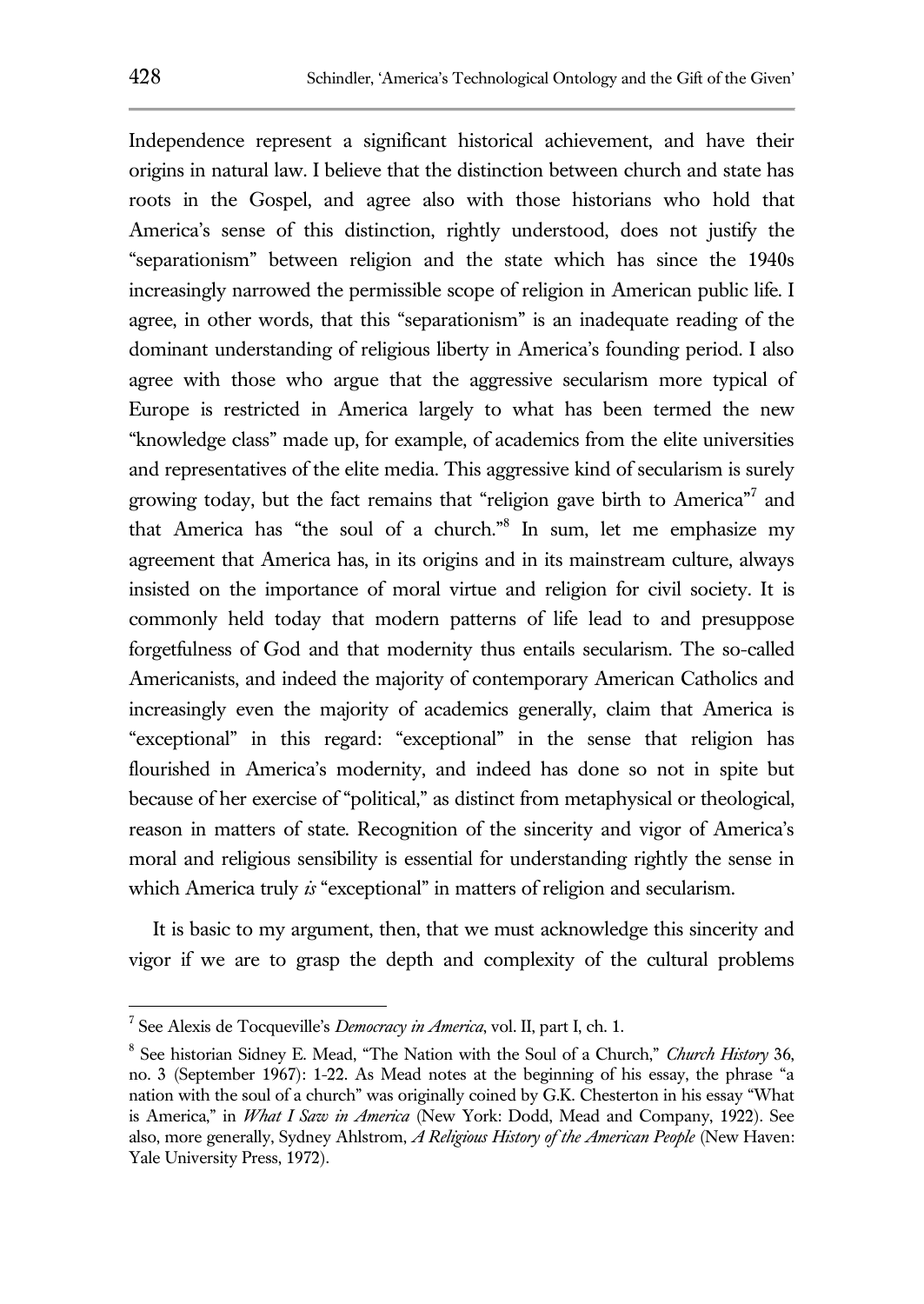Independence represent a significant historical achievement, and have their origins in natural law. I believe that the distinction between church and state has roots in the Gospel, and agree also with those historians who hold that America's sense of this distinction, rightly understood, does not justify the "separationism" between religion and the state which has since the 1940s increasingly narrowed the permissible scope of religion in American public life. I agree, in other words, that this "separationism" is an inadequate reading of the dominant understanding of religious liberty in America's founding period. I also agree with those who argue that the aggressive secularism more typical of Europe is restricted in America largely to what has been termed the new "knowledge class" made up, for example, of academics from the elite universities and representatives of the elite media. This aggressive kind of secularism is surely growing today, but the fact remains that "religion gave birth to America"[7] and that America has "the soul of a church."[8] In sum, let me emphasize my agreement that America has, in its origins and in its mainstream culture, always insisted on the importance of moral virtue and religion for civil society. It is commonly held today that modern patterns of life lead to and presuppose forgetfulness of God and that modernity thus entails secularism. The so-called Americanists, and indeed the majority of contemporary American Catholics and increasingly even the majority of academics generally, claim that America is "exceptional" in this regard: "exceptional" in the sense that religion has flourished in America's modernity, and indeed has done so not in spite but because of her exercise of "political," as distinct from metaphysical or theological, reason in matters of state. Recognition of the sincerity and vigor of America's moral and religious sensibility is essential for understanding rightly the sense in which America truly *is* "exceptional" in matters of religion and secularism.

It is basic to my argument, then, that we must acknowledge this sincerity and vigor if we are to grasp the depth and complexity of the cultural problems

---

[7] See Alexis de Tocqueville's *Democracy in America*, vol. II, part I, ch. 1.

[8] See historian Sidney E. Mead, "The Nation with the Soul of a Church," *Church History* 36, no. 3 (September 1967): 1-22. As Mead notes at the beginning of his essay, the phrase "a nation with the soul of a church" was originally coined by G.K. Chesterton in his essay "What is America," in *What I Saw in America* (New York: Dodd, Mead and Company, 1922). See also, more generally, Sydney Ahlstrom, *A Religious History of the American People* (New Haven: Yale University Press, 1972).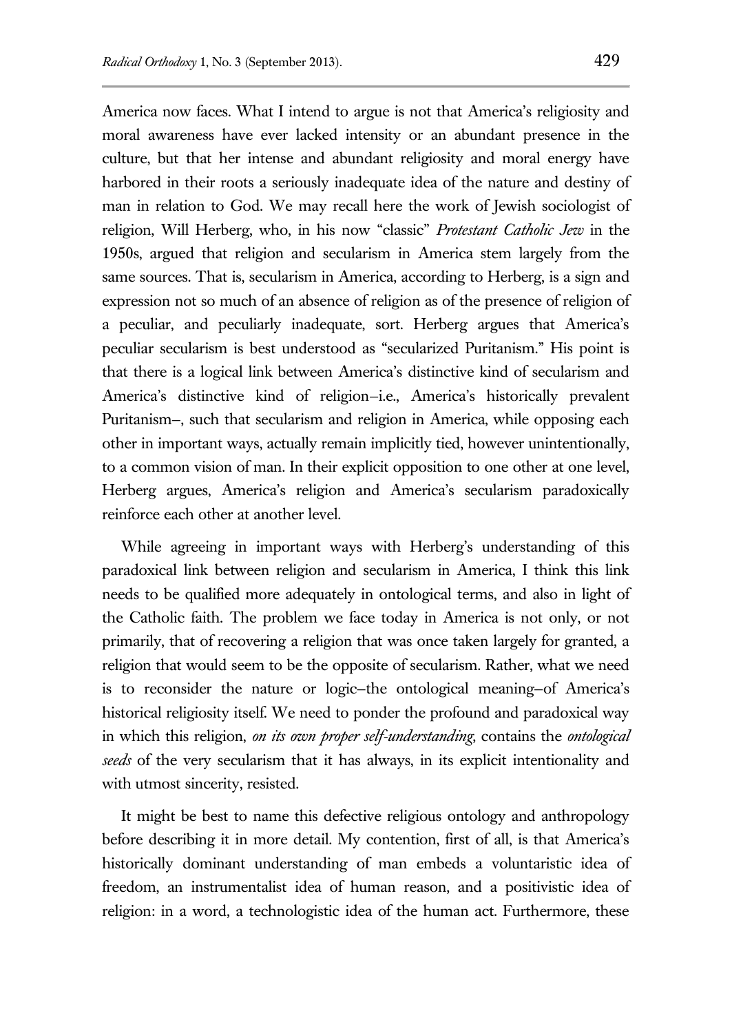America now faces. What I intend to argue is not that America's religiosity and moral awareness have ever lacked intensity or an abundant presence in the culture, but that her intense and abundant religiosity and moral energy have harbored in their roots a seriously inadequate idea of the nature and destiny of man in relation to God. We may recall here the work of Jewish sociologist of religion, Will Herberg, who, in his now "classic" *Protestant Catholic Jew* in the 1950s, argued that religion and secularism in America stem largely from the same sources. That is, secularism in America, according to Herberg, is a sign and expression not so much of an absence of religion as of the presence of religion of a peculiar, and peculiarly inadequate, sort. Herberg argues that America's peculiar secularism is best understood as "secularized Puritanism." His point is that there is a logical link between America's distinctive kind of secularism and America's distinctive kind of religion–i.e., America's historically prevalent Puritanism–, such that secularism and religion in America, while opposing each other in important ways, actually remain implicitly tied, however unintentionally, to a common vision of man. In their explicit opposition to one other at one level, Herberg argues, America's religion and America's secularism paradoxically reinforce each other at another level.

While agreeing in important ways with Herberg's understanding of this paradoxical link between religion and secularism in America, I think this link needs to be qualified more adequately in ontological terms, and also in light of the Catholic faith. The problem we face today in America is not only, or not primarily, that of recovering a religion that was once taken largely for granted, a religion that would seem to be the opposite of secularism. Rather, what we need is to reconsider the nature or logic–the ontological meaning–of America's historical religiosity itself. We need to ponder the profound and paradoxical way in which this religion, *on its own proper self-understanding*, contains the *ontological seeds* of the very secularism that it has always, in its explicit intentionality and with utmost sincerity, resisted.

It might be best to name this defective religious ontology and anthropology before describing it in more detail. My contention, first of all, is that America's historically dominant understanding of man embeds a voluntaristic idea of freedom, an instrumentalist idea of human reason, and a positivistic idea of religion: in a word, a technologistic idea of the human act. Furthermore, these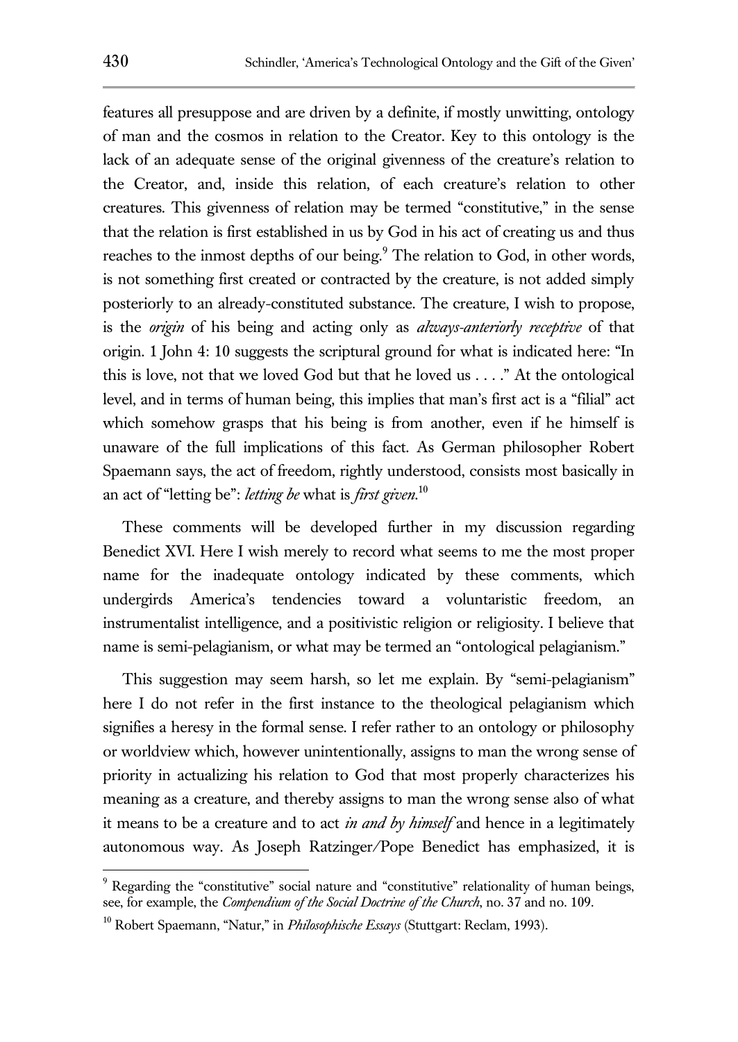features all presuppose and are driven by a definite, if mostly unwitting, ontology of man and the cosmos in relation to the Creator. Key to this ontology is the lack of an adequate sense of the original givenness of the creature's relation to the Creator, and, inside this relation, of each creature's relation to other creatures. This givenness of relation may be termed "constitutive," in the sense that the relation is first established in us by God in his act of creating us and thus reaches to the inmost depths of our being.[9] The relation to God, in other words, is not something first created or contracted by the creature, is not added simply posteriorly to an already-constituted substance. The creature, I wish to propose, is the *origin* of his being and acting only as *always-anteriorly receptive* of that origin. 1 John 4: 10 suggests the scriptural ground for what is indicated here: "In this is love, not that we loved God but that he loved us . . . ." At the ontological level, and in terms of human being, this implies that man's first act is a "filial" act which somehow grasps that his being is from another, even if he himself is unaware of the full implications of this fact. As German philosopher Robert Spaemann says, the act of freedom, rightly understood, consists most basically in an act of "letting be": *letting be* what is *first given*.[10]

These comments will be developed further in my discussion regarding Benedict XVI. Here I wish merely to record what seems to me the most proper name for the inadequate ontology indicated by these comments, which undergirds America's tendencies toward a voluntaristic freedom, an instrumentalist intelligence, and a positivistic religion or religiosity. I believe that name is semi-pelagianism, or what may be termed an "ontological pelagianism."

This suggestion may seem harsh, so let me explain. By "semi-pelagianism" here I do not refer in the first instance to the theological pelagianism which signifies a heresy in the formal sense. I refer rather to an ontology or philosophy or worldview which, however unintentionally, assigns to man the wrong sense of priority in actualizing his relation to God that most properly characterizes his meaning as a creature, and thereby assigns to man the wrong sense also of what it means to be a creature and to act *in and by himself* and hence in a legitimately autonomous way. As Joseph Ratzinger/Pope Benedict has emphasized, it is

---

[9] Regarding the "constitutive" social nature and "constitutive" relationality of human beings, see, for example, the *Compendium of the Social Doctrine of the Church*, no. 37 and no. 109.

[10] Robert Spaemann, "Natur," in *Philosophische Essays* (Stuttgart: Reclam, 1993).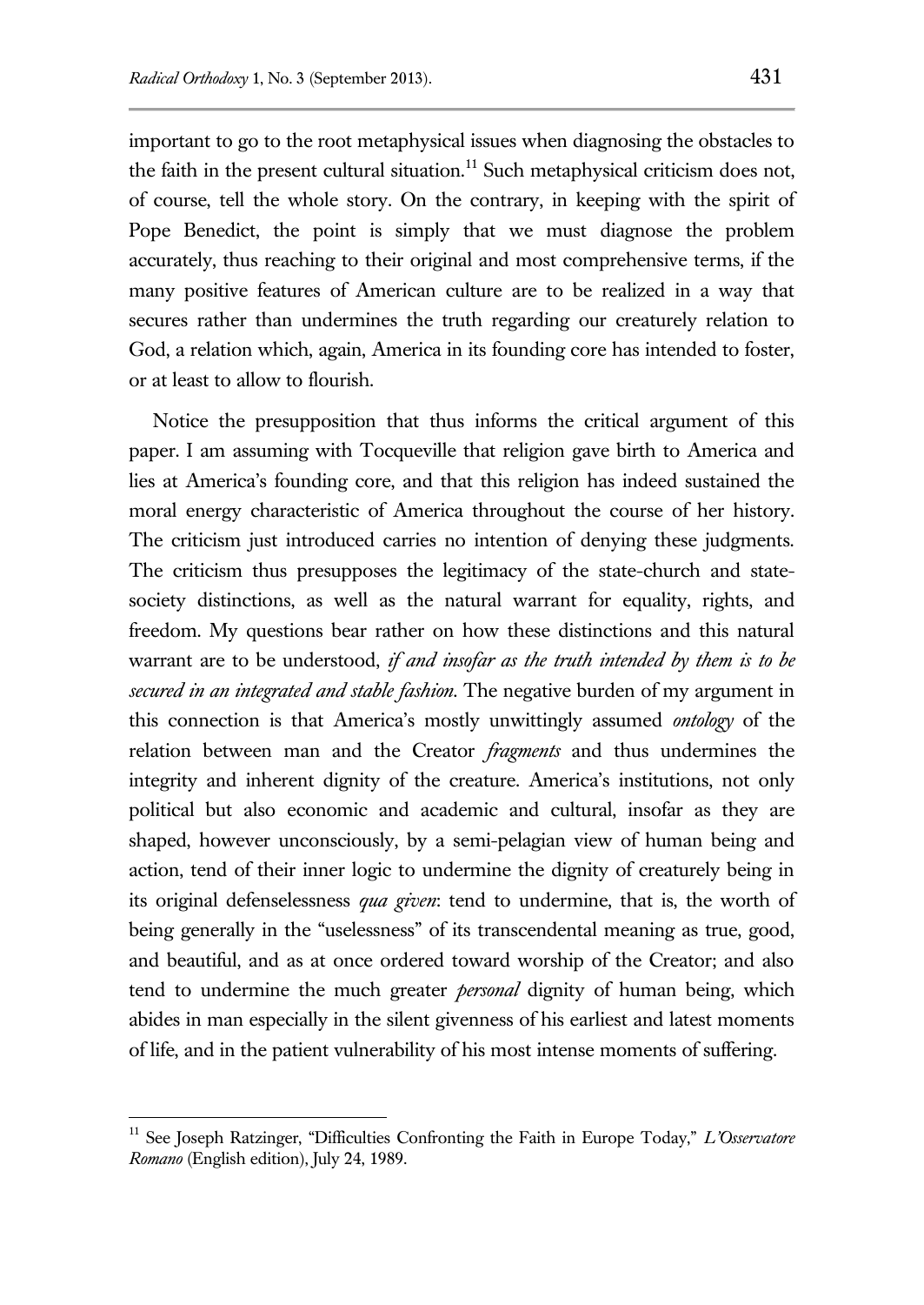important to go to the root metaphysical issues when diagnosing the obstacles to the faith in the present cultural situation.[11] Such metaphysical criticism does not, of course, tell the whole story. On the contrary, in keeping with the spirit of Pope Benedict, the point is simply that we must diagnose the problem accurately, thus reaching to their original and most comprehensive terms, if the many positive features of American culture are to be realized in a way that secures rather than undermines the truth regarding our creaturely relation to God, a relation which, again, America in its founding core has intended to foster, or at least to allow to flourish.

Notice the presupposition that thus informs the critical argument of this paper. I am assuming with Tocqueville that religion gave birth to America and lies at America's founding core, and that this religion has indeed sustained the moral energy characteristic of America throughout the course of her history. The criticism just introduced carries no intention of denying these judgments. The criticism thus presupposes the legitimacy of the state-church and state-society distinctions, as well as the natural warrant for equality, rights, and freedom. My questions bear rather on how these distinctions and this natural warrant are to be understood, *if and insofar as the truth intended by them is to be secured in an integrated and stable fashion*. The negative burden of my argument in this connection is that America's mostly unwittingly assumed *ontology* of the relation between man and the Creator *fragments* and thus undermines the integrity and inherent dignity of the creature. America's institutions, not only political but also economic and academic and cultural, insofar as they are shaped, however unconsciously, by a semi-pelagian view of human being and action, tend of their inner logic to undermine the dignity of creaturely being in its original defenselessness *qua given*: tend to undermine, that is, the worth of being generally in the "uselessness" of its transcendental meaning as true, good, and beautiful, and as at once ordered toward worship of the Creator; and also tend to undermine the much greater *personal* dignity of human being, which abides in man especially in the silent givenness of his earliest and latest moments of life, and in the patient vulnerability of his most intense moments of suffering.

---

[11] See Joseph Ratzinger, "Difficulties Confronting the Faith in Europe Today," *L'Osservatore Romano* (English edition), July 24, 1989.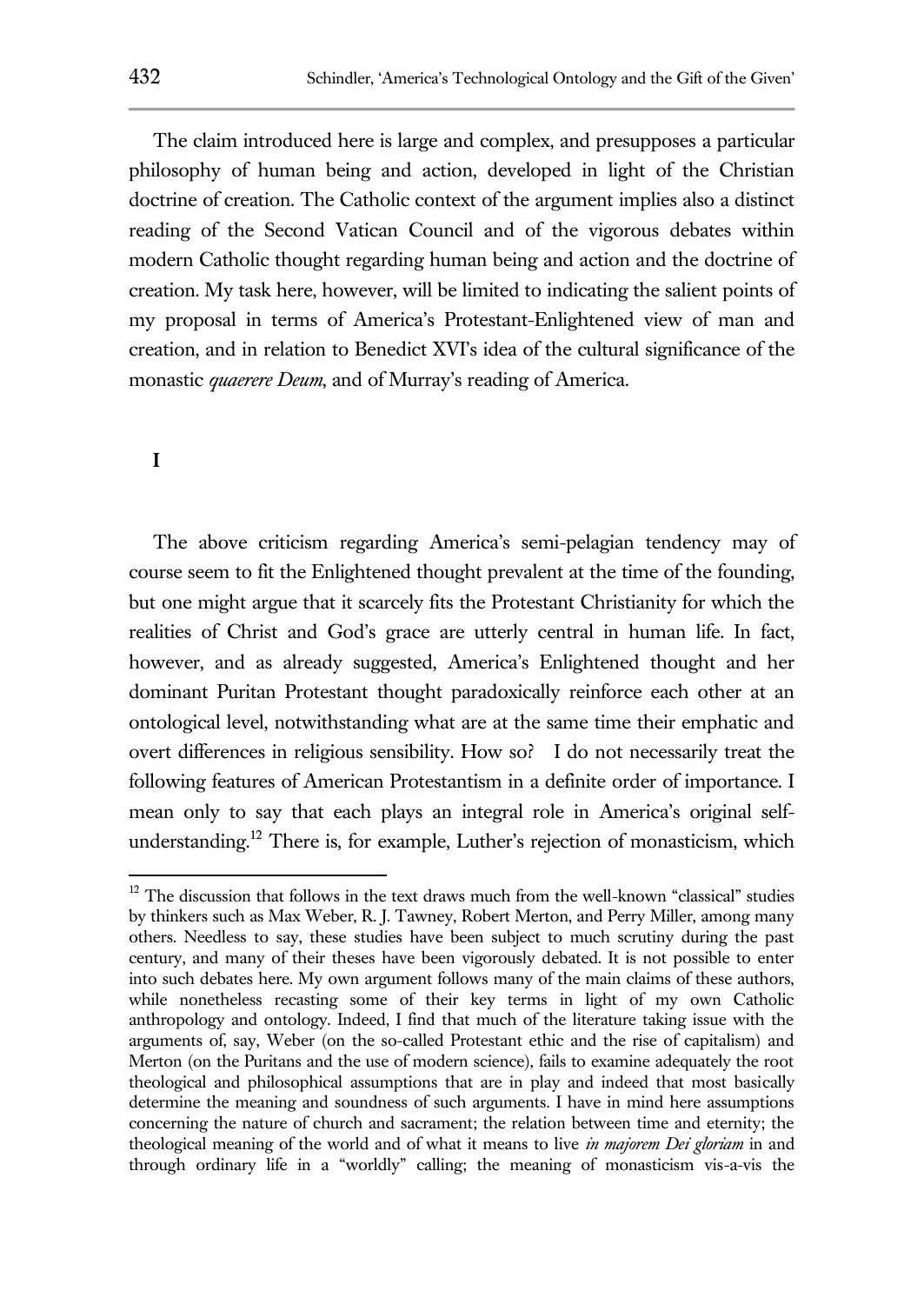The claim introduced here is large and complex, and presupposes a particular philosophy of human being and action, developed in light of the Christian doctrine of creation. The Catholic context of the argument implies also a distinct reading of the Second Vatican Council and of the vigorous debates within modern Catholic thought regarding human being and action and the doctrine of creation. My task here, however, will be limited to indicating the salient points of my proposal in terms of America's Protestant-Enlightened view of man and creation, and in relation to Benedict XVI's idea of the cultural significance of the monastic *quaerere Deum*, and of Murray's reading of America.

## I

The above criticism regarding America's semi-pelagian tendency may of course seem to fit the Enlightened thought prevalent at the time of the founding, but one might argue that it scarcely fits the Protestant Christianity for which the realities of Christ and God's grace are utterly central in human life. In fact, however, and as already suggested, America's Enlightened thought and her dominant Puritan Protestant thought paradoxically reinforce each other at an ontological level, notwithstanding what are at the same time their emphatic and overt differences in religious sensibility. How so? I do not necessarily treat the following features of American Protestantism in a definite order of importance. I mean only to say that each plays an integral role in America's original self-understanding.[12] There is, for example, Luther's rejection of monasticism, which

[12] The discussion that follows in the text draws much from the well-known "classical" studies by thinkers such as Max Weber, R. J. Tawney, Robert Merton, and Perry Miller, among many others. Needless to say, these studies have been subject to much scrutiny during the past century, and many of their theses have been vigorously debated. It is not possible to enter into such debates here. My own argument follows many of the main claims of these authors, while nonetheless recasting some of their key terms in light of my own Catholic anthropology and ontology. Indeed, I find that much of the literature taking issue with the arguments of, say, Weber (on the so-called Protestant ethic and the rise of capitalism) and Merton (on the Puritans and the use of modern science), fails to examine adequately the root theological and philosophical assumptions that are in play and indeed that most basically determine the meaning and soundness of such arguments. I have in mind here assumptions concerning the nature of church and sacrament; the relation between time and eternity; the theological meaning of the world and of what it means to live *in majorem Dei gloriam* in and through ordinary life in a "worldly" calling; the meaning of monasticism vis-a-vis the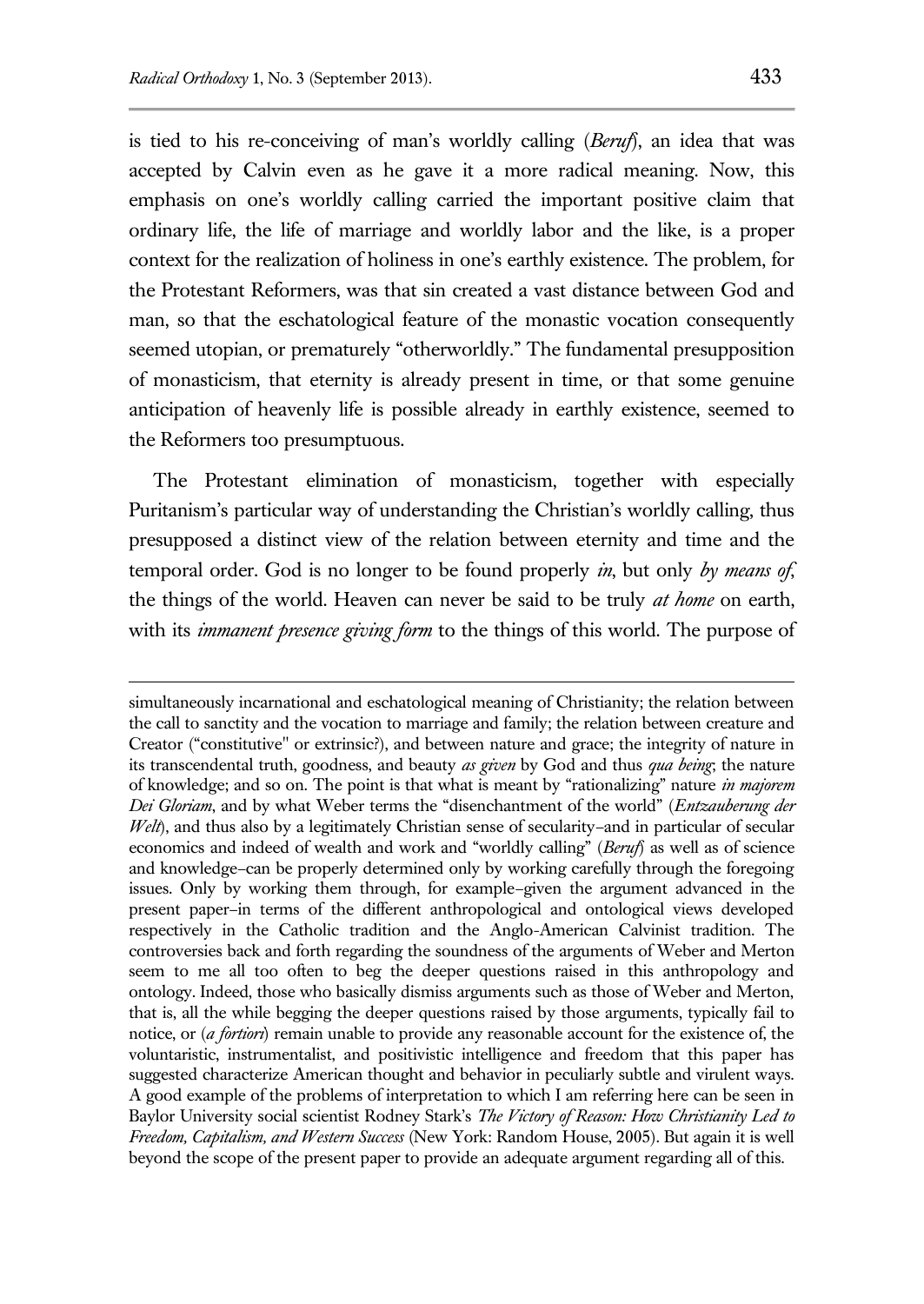is tied to his re-conceiving of man's worldly calling (*Beruf*), an idea that was accepted by Calvin even as he gave it a more radical meaning. Now, this emphasis on one's worldly calling carried the important positive claim that ordinary life, the life of marriage and worldly labor and the like, is a proper context for the realization of holiness in one's earthly existence. The problem, for the Protestant Reformers, was that sin created a vast distance between God and man, so that the eschatological feature of the monastic vocation consequently seemed utopian, or prematurely "otherworldly." The fundamental presupposition of monasticism, that eternity is already present in time, or that some genuine anticipation of heavenly life is possible already in earthly existence, seemed to the Reformers too presumptuous.

The Protestant elimination of monasticism, together with especially Puritanism's particular way of understanding the Christian's worldly calling, thus presupposed a distinct view of the relation between eternity and time and the temporal order. God is no longer to be found properly *in*, but only *by means of*, the things of the world. Heaven can never be said to be truly *at home* on earth, with its *immanent presence giving form* to the things of this world. The purpose of

---

simultaneously incarnational and eschatological meaning of Christianity; the relation between the call to sanctity and the vocation to marriage and family; the relation between creature and Creator ("constitutive" or extrinsic?), and between nature and grace; the integrity of nature in its transcendental truth, goodness, and beauty *as given* by God and thus *qua being*; the nature of knowledge; and so on. The point is that what is meant by "rationalizing" nature *in majorem Dei Gloriam*, and by what Weber terms the "disenchantment of the world" (*Entzauberung der Welt*), and thus also by a legitimately Christian sense of secularity–and in particular of secular economics and indeed of wealth and work and "worldly calling" (*Beruf*) as well as of science and knowledge–can be properly determined only by working carefully through the foregoing issues. Only by working them through, for example–given the argument advanced in the present paper–in terms of the different anthropological and ontological views developed respectively in the Catholic tradition and the Anglo-American Calvinist tradition. The controversies back and forth regarding the soundness of the arguments of Weber and Merton seem to me all too often to beg the deeper questions raised in this anthropology and ontology. Indeed, those who basically dismiss arguments such as those of Weber and Merton, that is, all the while begging the deeper questions raised by those arguments, typically fail to notice, or (*a fortiori*) remain unable to provide any reasonable account for the existence of, the voluntaristic, instrumentalist, and positivistic intelligence and freedom that this paper has suggested characterize American thought and behavior in peculiarly subtle and virulent ways. A good example of the problems of interpretation to which I am referring here can be seen in Baylor University social scientist Rodney Stark's *The Victory of Reason: How Christianity Led to Freedom, Capitalism, and Western Success* (New York: Random House, 2005). But again it is well beyond the scope of the present paper to provide an adequate argument regarding all of this.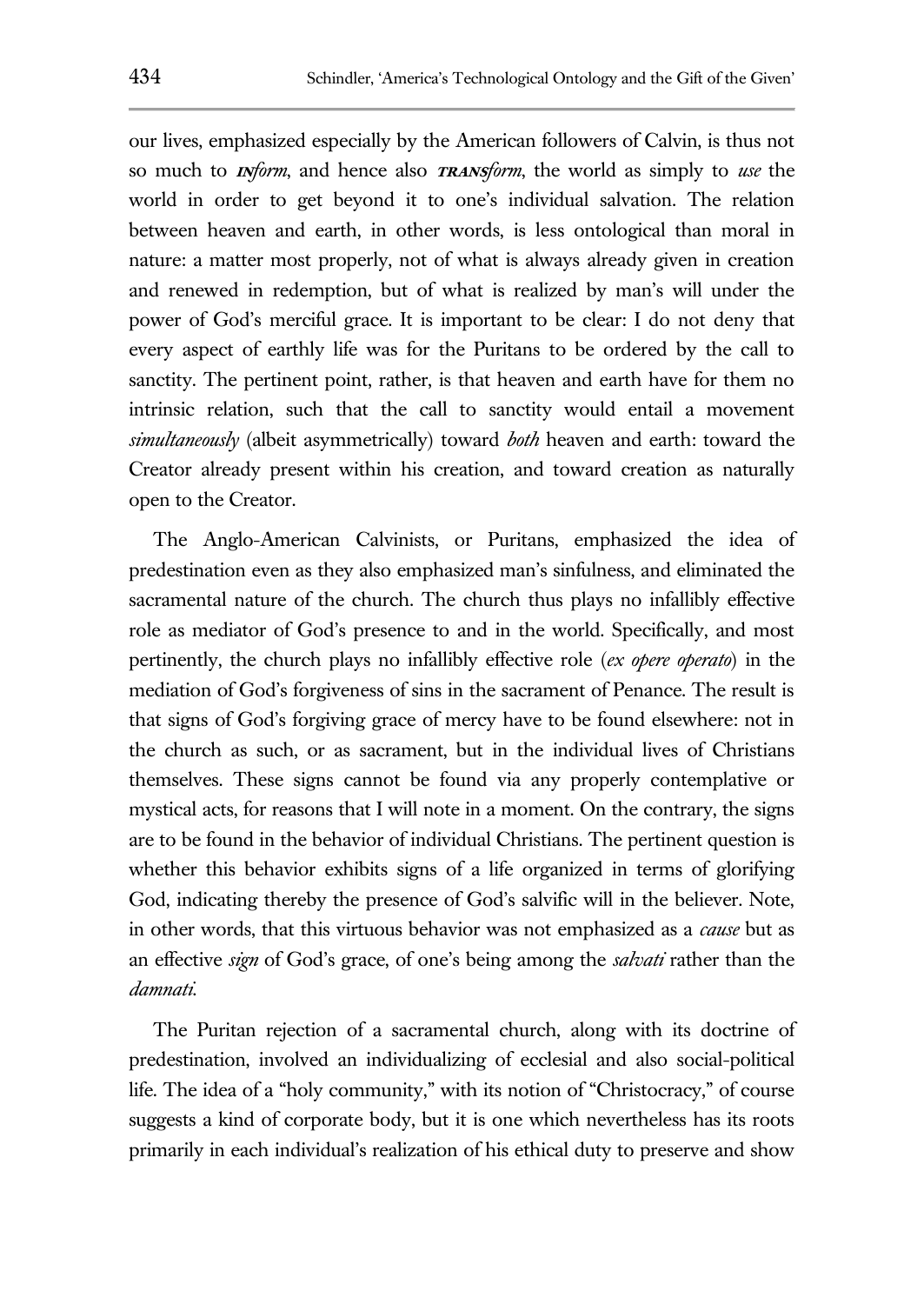our lives, emphasized especially by the American followers of Calvin, is thus not so much to ***IN**form*, and hence also ***TRANS**form*, the world as simply to *use* the world in order to get beyond it to one's individual salvation. The relation between heaven and earth, in other words, is less ontological than moral in nature: a matter most properly, not of what is always already given in creation and renewed in redemption, but of what is realized by man's will under the power of God's merciful grace. It is important to be clear: I do not deny that every aspect of earthly life was for the Puritans to be ordered by the call to sanctity. The pertinent point, rather, is that heaven and earth have for them no intrinsic relation, such that the call to sanctity would entail a movement *simultaneously* (albeit asymmetrically) toward *both* heaven and earth: toward the Creator already present within his creation, and toward creation as naturally open to the Creator.

The Anglo-American Calvinists, or Puritans, emphasized the idea of predestination even as they also emphasized man's sinfulness, and eliminated the sacramental nature of the church. The church thus plays no infallibly effective role as mediator of God's presence to and in the world. Specifically, and most pertinently, the church plays no infallibly effective role (*ex opere operato*) in the mediation of God's forgiveness of sins in the sacrament of Penance. The result is that signs of God's forgiving grace of mercy have to be found elsewhere: not in the church as such, or as sacrament, but in the individual lives of Christians themselves. These signs cannot be found via any properly contemplative or mystical acts, for reasons that I will note in a moment. On the contrary, the signs are to be found in the behavior of individual Christians. The pertinent question is whether this behavior exhibits signs of a life organized in terms of glorifying God, indicating thereby the presence of God's salvific will in the believer. Note, in other words, that this virtuous behavior was not emphasized as a *cause* but as an effective *sign* of God's grace, of one's being among the *salvati* rather than the *damnati*.

The Puritan rejection of a sacramental church, along with its doctrine of predestination, involved an individualizing of ecclesial and also social-political life. The idea of a "holy community," with its notion of "Christocracy," of course suggests a kind of corporate body, but it is one which nevertheless has its roots primarily in each individual's realization of his ethical duty to preserve and show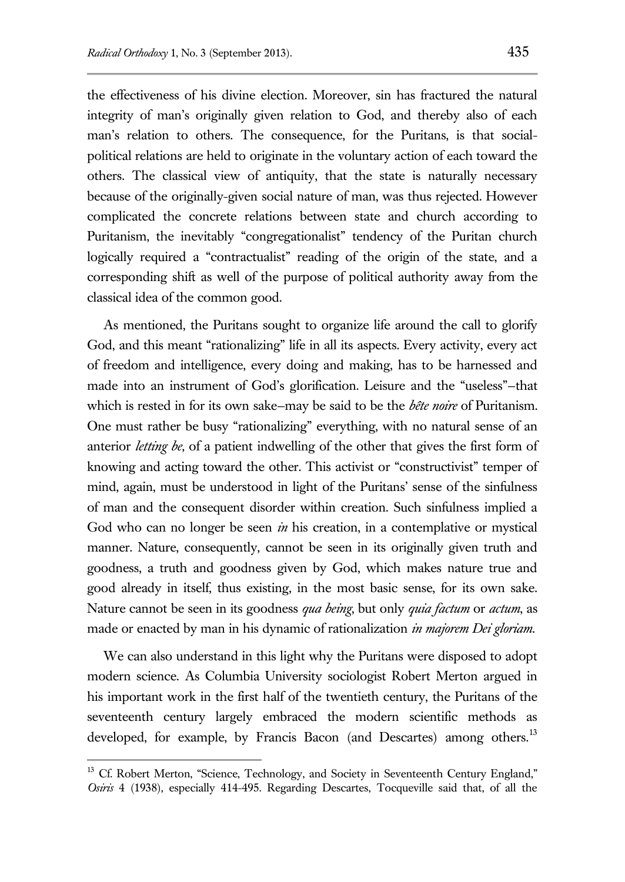the effectiveness of his divine election. Moreover, sin has fractured the natural integrity of man's originally given relation to God, and thereby also of each man's relation to others. The consequence, for the Puritans, is that social-political relations are held to originate in the voluntary action of each toward the others. The classical view of antiquity, that the state is naturally necessary because of the originally-given social nature of man, was thus rejected. However complicated the concrete relations between state and church according to Puritanism, the inevitably "congregationalist" tendency of the Puritan church logically required a "contractualist" reading of the origin of the state, and a corresponding shift as well of the purpose of political authority away from the classical idea of the common good.

As mentioned, the Puritans sought to organize life around the call to glorify God, and this meant "rationalizing" life in all its aspects. Every activity, every act of freedom and intelligence, every doing and making, has to be harnessed and made into an instrument of God's glorification. Leisure and the "useless"—that which is rested in for its own sake—may be said to be the *bête noire* of Puritanism. One must rather be busy "rationalizing" everything, with no natural sense of an anterior *letting be*, of a patient indwelling of the other that gives the first form of knowing and acting toward the other. This activist or "constructivist" temper of mind, again, must be understood in light of the Puritans' sense of the sinfulness of man and the consequent disorder within creation. Such sinfulness implied a God who can no longer be seen *in* his creation, in a contemplative or mystical manner. Nature, consequently, cannot be seen in its originally given truth and goodness, a truth and goodness given by God, which makes nature true and good already in itself, thus existing, in the most basic sense, for its own sake. Nature cannot be seen in its goodness *qua being*, but only *quia factum* or *actum*, as made or enacted by man in his dynamic of rationalization *in majorem Dei gloriam*.

We can also understand in this light why the Puritans were disposed to adopt modern science. As Columbia University sociologist Robert Merton argued in his important work in the first half of the twentieth century, the Puritans of the seventeenth century largely embraced the modern scientific methods as developed, for example, by Francis Bacon (and Descartes) among others.[13]

[13] Cf. Robert Merton, "Science, Technology, and Society in Seventeenth Century England," *Osiris* 4 (1938), especially 414-495. Regarding Descartes, Tocqueville said that, of all the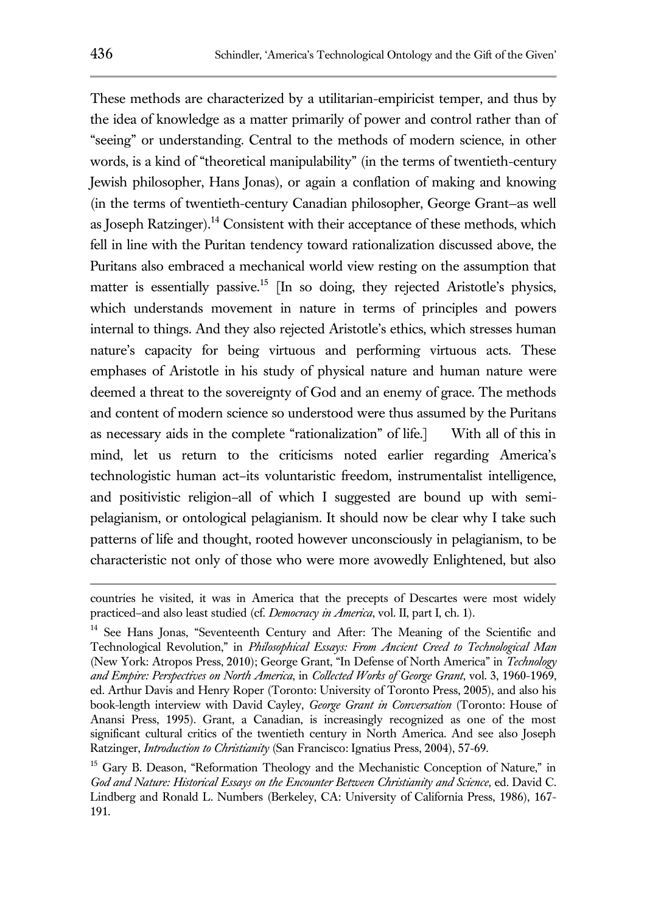These methods are characterized by a utilitarian-empiricist temper, and thus by the idea of knowledge as a matter primarily of power and control rather than of "seeing" or understanding. Central to the methods of modern science, in other words, is a kind of "theoretical manipulability" (in the terms of twentieth-century Jewish philosopher, Hans Jonas), or again a conflation of making and knowing (in the terms of twentieth-century Canadian philosopher, George Grant–as well as Joseph Ratzinger).[14] Consistent with their acceptance of these methods, which fell in line with the Puritan tendency toward rationalization discussed above, the Puritans also embraced a mechanical world view resting on the assumption that matter is essentially passive.[15] [In so doing, they rejected Aristotle's physics, which understands movement in nature in terms of principles and powers internal to things. And they also rejected Aristotle's ethics, which stresses human nature's capacity for being virtuous and performing virtuous acts. These emphases of Aristotle in his study of physical nature and human nature were deemed a threat to the sovereignty of God and an enemy of grace. The methods and content of modern science so understood were thus assumed by the Puritans as necessary aids in the complete "rationalization" of life.] With all of this in mind, let us return to the criticisms noted earlier regarding America's technologistic human act–its voluntaristic freedom, instrumentalist intelligence, and positivistic religion–all of which I suggested are bound up with semi-pelagianism, or ontological pelagianism. It should now be clear why I take such patterns of life and thought, rooted however unconsciously in pelagianism, to be characteristic not only of those who were more avowedly Enlightened, but also

---

countries he visited, it was in America that the precepts of Descartes were most widely practiced–and also least studied (cf. *Democracy in America*, vol. II, part I, ch. 1).

[14] See Hans Jonas, "Seventeenth Century and After: The Meaning of the Scientific and Technological Revolution," in *Philosophical Essays: From Ancient Creed to Technological Man* (New York: Atropos Press, 2010); George Grant, "In Defense of North America" in *Technology and Empire: Perspectives on North America*, in *Collected Works of George Grant*, vol. 3, 1960-1969, ed. Arthur Davis and Henry Roper (Toronto: University of Toronto Press, 2005), and also his book-length interview with David Cayley, *George Grant in Conversation* (Toronto: House of Anansi Press, 1995). Grant, a Canadian, is increasingly recognized as one of the most significant cultural critics of the twentieth century in North America. And see also Joseph Ratzinger, *Introduction to Christianity* (San Francisco: Ignatius Press, 2004), 57-69.

[15] Gary B. Deason, "Reformation Theology and the Mechanistic Conception of Nature," in *God and Nature: Historical Essays on the Encounter Between Christianity and Science*, ed. David C. Lindberg and Ronald L. Numbers (Berkeley, CA: University of California Press, 1986), 167-191.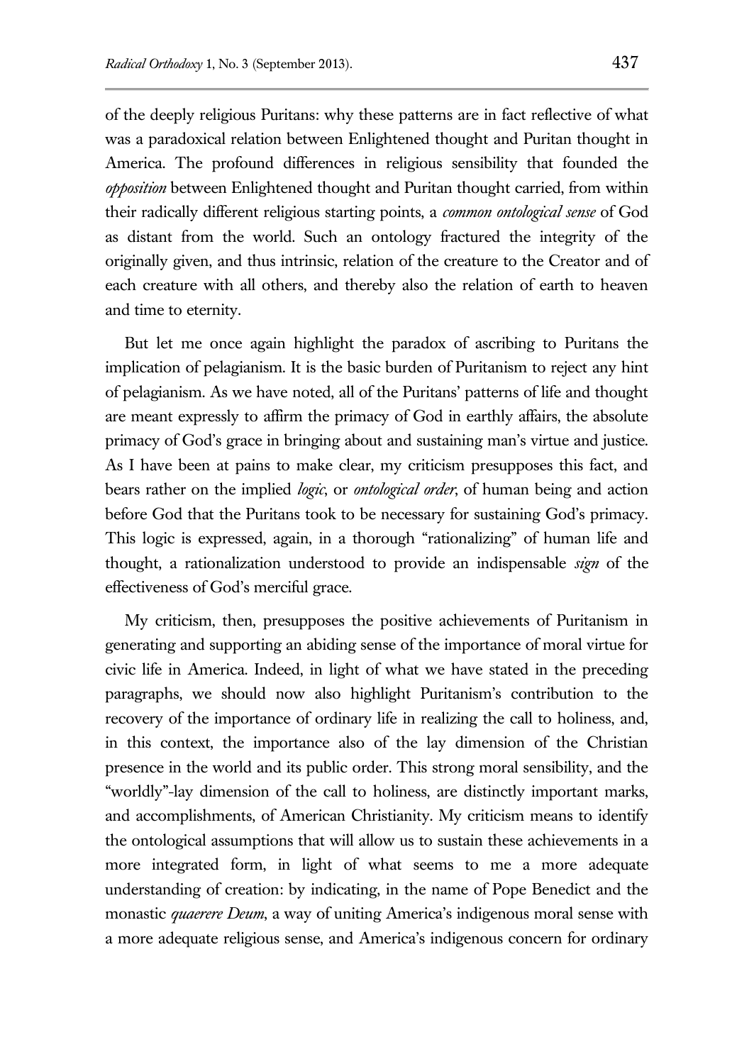of the deeply religious Puritans: why these patterns are in fact reflective of what was a paradoxical relation between Enlightened thought and Puritan thought in America. The profound differences in religious sensibility that founded the *opposition* between Enlightened thought and Puritan thought carried, from within their radically different religious starting points, a *common ontological sense* of God as distant from the world. Such an ontology fractured the integrity of the originally given, and thus intrinsic, relation of the creature to the Creator and of each creature with all others, and thereby also the relation of earth to heaven and time to eternity.

But let me once again highlight the paradox of ascribing to Puritans the implication of pelagianism. It is the basic burden of Puritanism to reject any hint of pelagianism. As we have noted, all of the Puritans' patterns of life and thought are meant expressly to affirm the primacy of God in earthly affairs, the absolute primacy of God's grace in bringing about and sustaining man's virtue and justice. As I have been at pains to make clear, my criticism presupposes this fact, and bears rather on the implied *logic*, or *ontological order*, of human being and action before God that the Puritans took to be necessary for sustaining God's primacy. This logic is expressed, again, in a thorough "rationalizing" of human life and thought, a rationalization understood to provide an indispensable *sign* of the effectiveness of God's merciful grace.

My criticism, then, presupposes the positive achievements of Puritanism in generating and supporting an abiding sense of the importance of moral virtue for civic life in America. Indeed, in light of what we have stated in the preceding paragraphs, we should now also highlight Puritanism's contribution to the recovery of the importance of ordinary life in realizing the call to holiness, and, in this context, the importance also of the lay dimension of the Christian presence in the world and its public order. This strong moral sensibility, and the "worldly"-lay dimension of the call to holiness, are distinctly important marks, and accomplishments, of American Christianity. My criticism means to identify the ontological assumptions that will allow us to sustain these achievements in a more integrated form, in light of what seems to me a more adequate understanding of creation: by indicating, in the name of Pope Benedict and the monastic *quaerere Deum*, a way of uniting America's indigenous moral sense with a more adequate religious sense, and America's indigenous concern for ordinary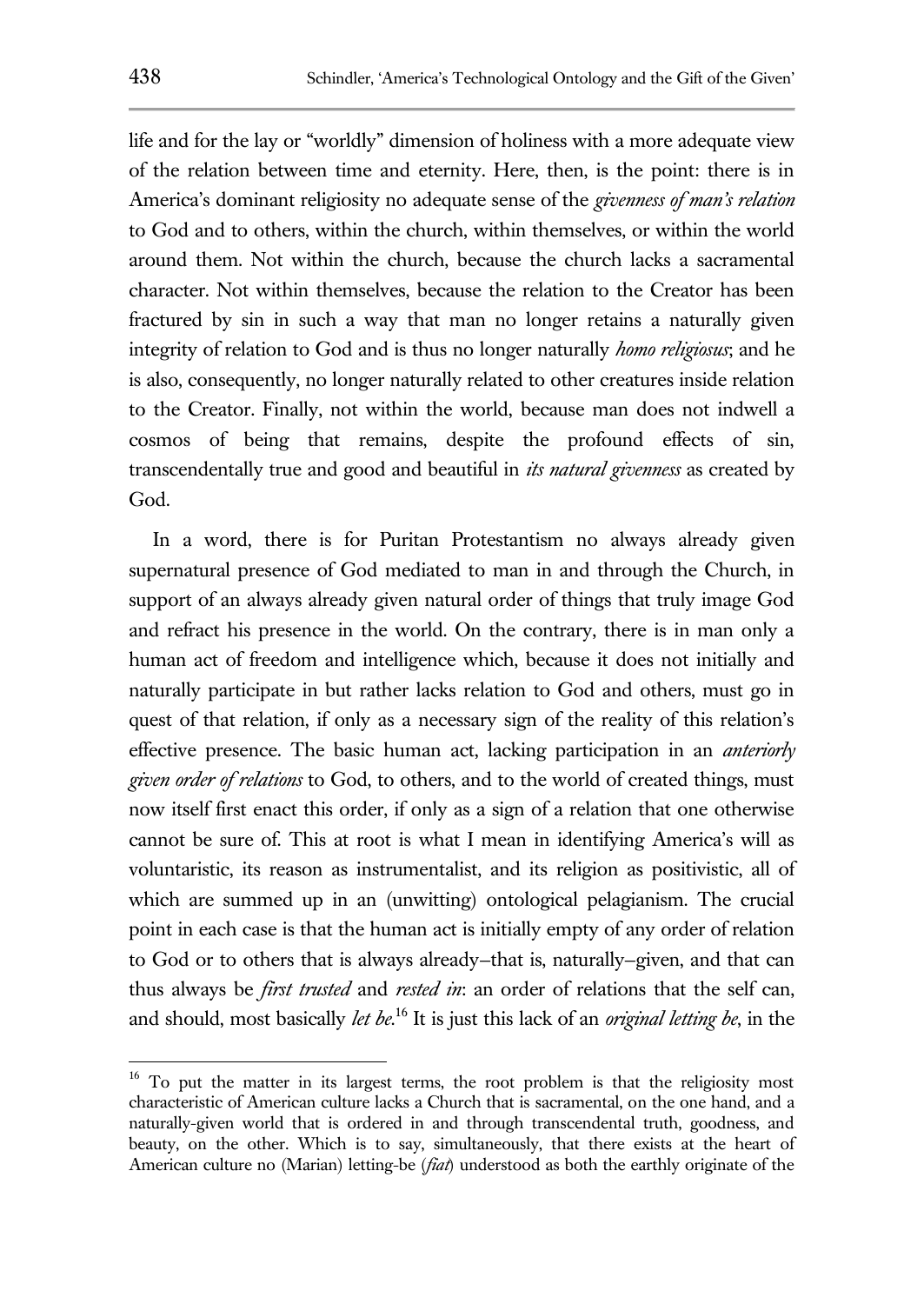life and for the lay or "worldly" dimension of holiness with a more adequate view of the relation between time and eternity. Here, then, is the point: there is in America's dominant religiosity no adequate sense of the *givenness of man's relation* to God and to others, within the church, within themselves, or within the world around them. Not within the church, because the church lacks a sacramental character. Not within themselves, because the relation to the Creator has been fractured by sin in such a way that man no longer retains a naturally given integrity of relation to God and is thus no longer naturally *homo religiosus*; and he is also, consequently, no longer naturally related to other creatures inside relation to the Creator. Finally, not within the world, because man does not indwell a cosmos of being that remains, despite the profound effects of sin, transcendentally true and good and beautiful in *its natural givenness* as created by God.

In a word, there is for Puritan Protestantism no always already given supernatural presence of God mediated to man in and through the Church, in support of an always already given natural order of things that truly image God and refract his presence in the world. On the contrary, there is in man only a human act of freedom and intelligence which, because it does not initially and naturally participate in but rather lacks relation to God and others, must go in quest of that relation, if only as a necessary sign of the reality of this relation's effective presence. The basic human act, lacking participation in an *anteriorly given order of relations* to God, to others, and to the world of created things, must now itself first enact this order, if only as a sign of a relation that one otherwise cannot be sure of. This at root is what I mean in identifying America's will as voluntaristic, its reason as instrumentalist, and its religion as positivistic, all of which are summed up in an (unwitting) ontological pelagianism. The crucial point in each case is that the human act is initially empty of any order of relation to God or to others that is always already–that is, naturally–given, and that can thus always be *first trusted* and *rested in*: an order of relations that the self can, and should, most basically *let be*.[16] It is just this lack of an *original letting be*, in the

[16] To put the matter in its largest terms, the root problem is that the religiosity most characteristic of American culture lacks a Church that is sacramental, on the one hand, and a naturally-given world that is ordered in and through transcendental truth, goodness, and beauty, on the other. Which is to say, simultaneously, that there exists at the heart of American culture no (Marian) letting-be (*fiat*) understood as both the earthly originate of the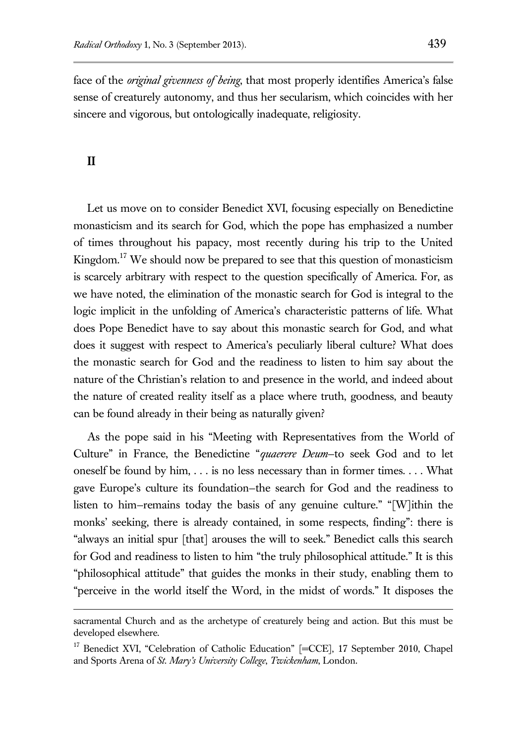face of the *original givenness of being*, that most properly identifies America's false sense of creaturely autonomy, and thus her secularism, which coincides with her sincere and vigorous, but ontologically inadequate, religiosity.

## II

Let us move on to consider Benedict XVI, focusing especially on Benedictine monasticism and its search for God, which the pope has emphasized a number of times throughout his papacy, most recently during his trip to the United Kingdom.[17] We should now be prepared to see that this question of monasticism is scarcely arbitrary with respect to the question specifically of America. For, as we have noted, the elimination of the monastic search for God is integral to the logic implicit in the unfolding of America's characteristic patterns of life. What does Pope Benedict have to say about this monastic search for God, and what does it suggest with respect to America's peculiarly liberal culture? What does the monastic search for God and the readiness to listen to him say about the nature of the Christian's relation to and presence in the world, and indeed about the nature of created reality itself as a place where truth, goodness, and beauty can be found already in their being as naturally given?

As the pope said in his "Meeting with Representatives from the World of Culture" in France, the Benedictine "*quaerere Deum*–to seek God and to let oneself be found by him, . . . is no less necessary than in former times. . . . What gave Europe's culture its foundation–the search for God and the readiness to listen to him–remains today the basis of any genuine culture." "[W]ithin the monks' seeking, there is already contained, in some respects, finding": there is "always an initial spur [that] arouses the will to seek." Benedict calls this search for God and readiness to listen to him "the truly philosophical attitude." It is this "philosophical attitude" that guides the monks in their study, enabling them to "perceive in the world itself the Word, in the midst of words." It disposes the

---

sacramental Church and as the archetype of creaturely being and action. But this must be developed elsewhere.

[17] Benedict XVI, "Celebration of Catholic Education" [=CCE], 17 September 2010, Chapel and Sports Arena of *St. Mary's University College*, *Twickenham*, London.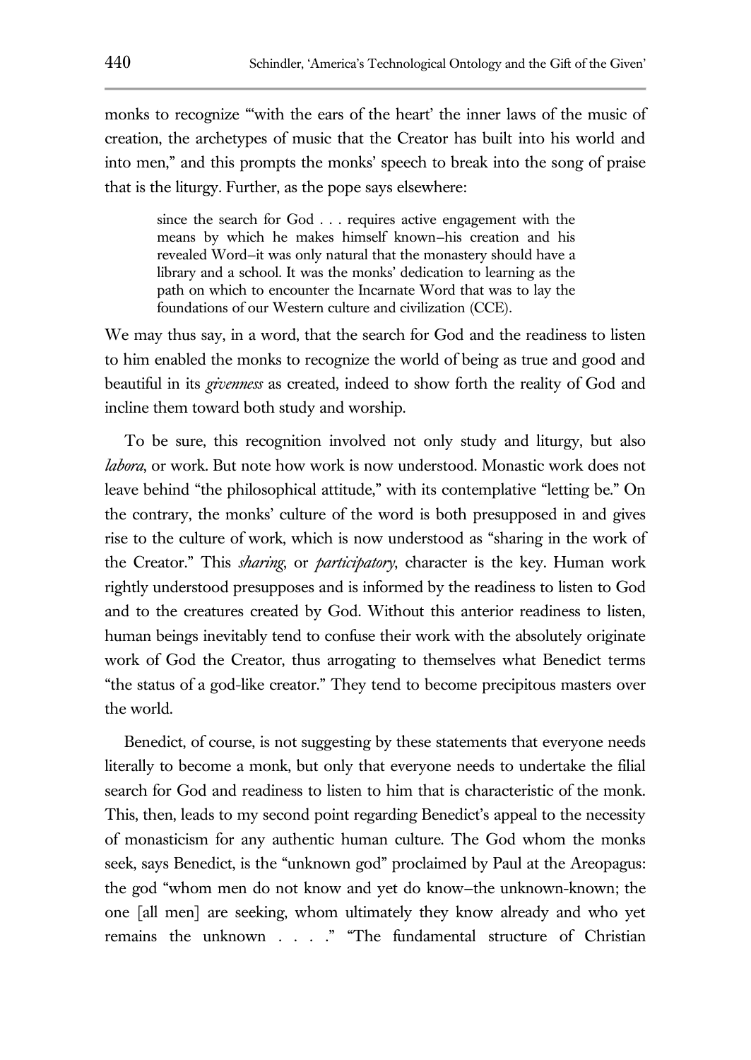monks to recognize "'with the ears of the heart' the inner laws of the music of creation, the archetypes of music that the Creator has built into his world and into men," and this prompts the monks' speech to break into the song of praise that is the liturgy. Further, as the pope says elsewhere:

> since the search for God . . . requires active engagement with the means by which he makes himself known–his creation and his revealed Word–it was only natural that the monastery should have a library and a school. It was the monks' dedication to learning as the path on which to encounter the Incarnate Word that was to lay the foundations of our Western culture and civilization (CCE).

We may thus say, in a word, that the search for God and the readiness to listen to him enabled the monks to recognize the world of being as true and good and beautiful in its *givenness* as created, indeed to show forth the reality of God and incline them toward both study and worship.

To be sure, this recognition involved not only study and liturgy, but also *labora*, or work. But note how work is now understood. Monastic work does not leave behind "the philosophical attitude," with its contemplative "letting be." On the contrary, the monks' culture of the word is both presupposed in and gives rise to the culture of work, which is now understood as "sharing in the work of the Creator." This *sharing*, or *participatory*, character is the key. Human work rightly understood presupposes and is informed by the readiness to listen to God and to the creatures created by God. Without this anterior readiness to listen, human beings inevitably tend to confuse their work with the absolutely originate work of God the Creator, thus arrogating to themselves what Benedict terms "the status of a god-like creator." They tend to become precipitous masters over the world.

Benedict, of course, is not suggesting by these statements that everyone needs literally to become a monk, but only that everyone needs to undertake the filial search for God and readiness to listen to him that is characteristic of the monk. This, then, leads to my second point regarding Benedict's appeal to the necessity of monasticism for any authentic human culture. The God whom the monks seek, says Benedict, is the "unknown god" proclaimed by Paul at the Areopagus: the god "whom men do not know and yet do know–the unknown-known; the one [all men] are seeking, whom ultimately they know already and who yet remains the unknown . . . ." "The fundamental structure of Christian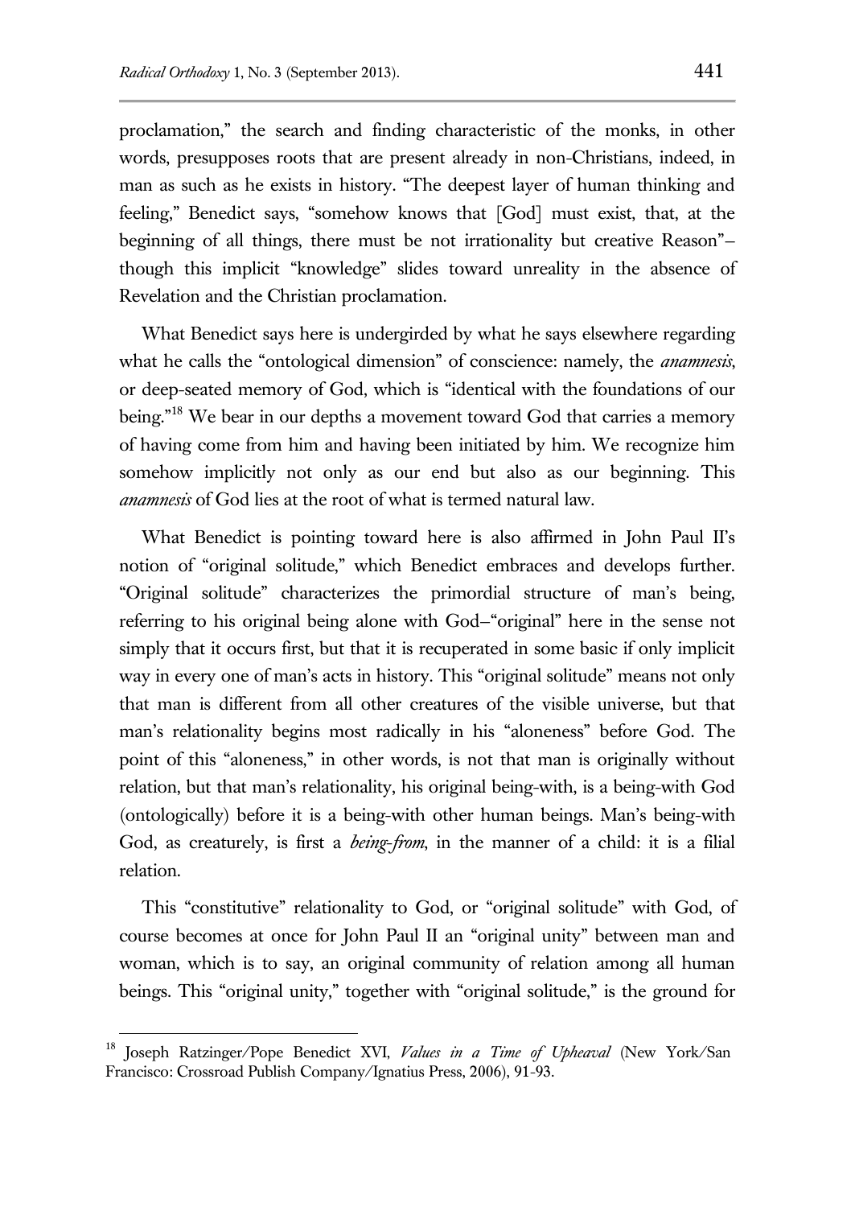proclamation," the search and finding characteristic of the monks, in other words, presupposes roots that are present already in non-Christians, indeed, in man as such as he exists in history. "The deepest layer of human thinking and feeling," Benedict says, "somehow knows that [God] must exist, that, at the beginning of all things, there must be not irrationality but creative Reason"—though this implicit "knowledge" slides toward unreality in the absence of Revelation and the Christian proclamation.

What Benedict says here is undergirded by what he says elsewhere regarding what he calls the "ontological dimension" of conscience: namely, the *anamnesis*, or deep-seated memory of God, which is "identical with the foundations of our being."[18] We bear in our depths a movement toward God that carries a memory of having come from him and having been initiated by him. We recognize him somehow implicitly not only as our end but also as our beginning. This *anamnesis* of God lies at the root of what is termed natural law.

What Benedict is pointing toward here is also affirmed in John Paul II's notion of "original solitude," which Benedict embraces and develops further. "Original solitude" characterizes the primordial structure of man's being, referring to his original being alone with God—"original" here in the sense not simply that it occurs first, but that it is recuperated in some basic if only implicit way in every one of man's acts in history. This "original solitude" means not only that man is different from all other creatures of the visible universe, but that man's relationality begins most radically in his "aloneness" before God. The point of this "aloneness," in other words, is not that man is originally without relation, but that man's relationality, his original being-with, is a being-with God (ontologically) before it is a being-with other human beings. Man's being-with God, as creaturely, is first a *being-from*, in the manner of a child: it is a filial relation.

This "constitutive" relationality to God, or "original solitude" with God, of course becomes at once for John Paul II an "original unity" between man and woman, which is to say, an original community of relation among all human beings. This "original unity," together with "original solitude," is the ground for

---

[18] Joseph Ratzinger/Pope Benedict XVI, *Values in a Time of Upheaval* (New York/San Francisco: Crossroad Publish Company/Ignatius Press, 2006), 91-93.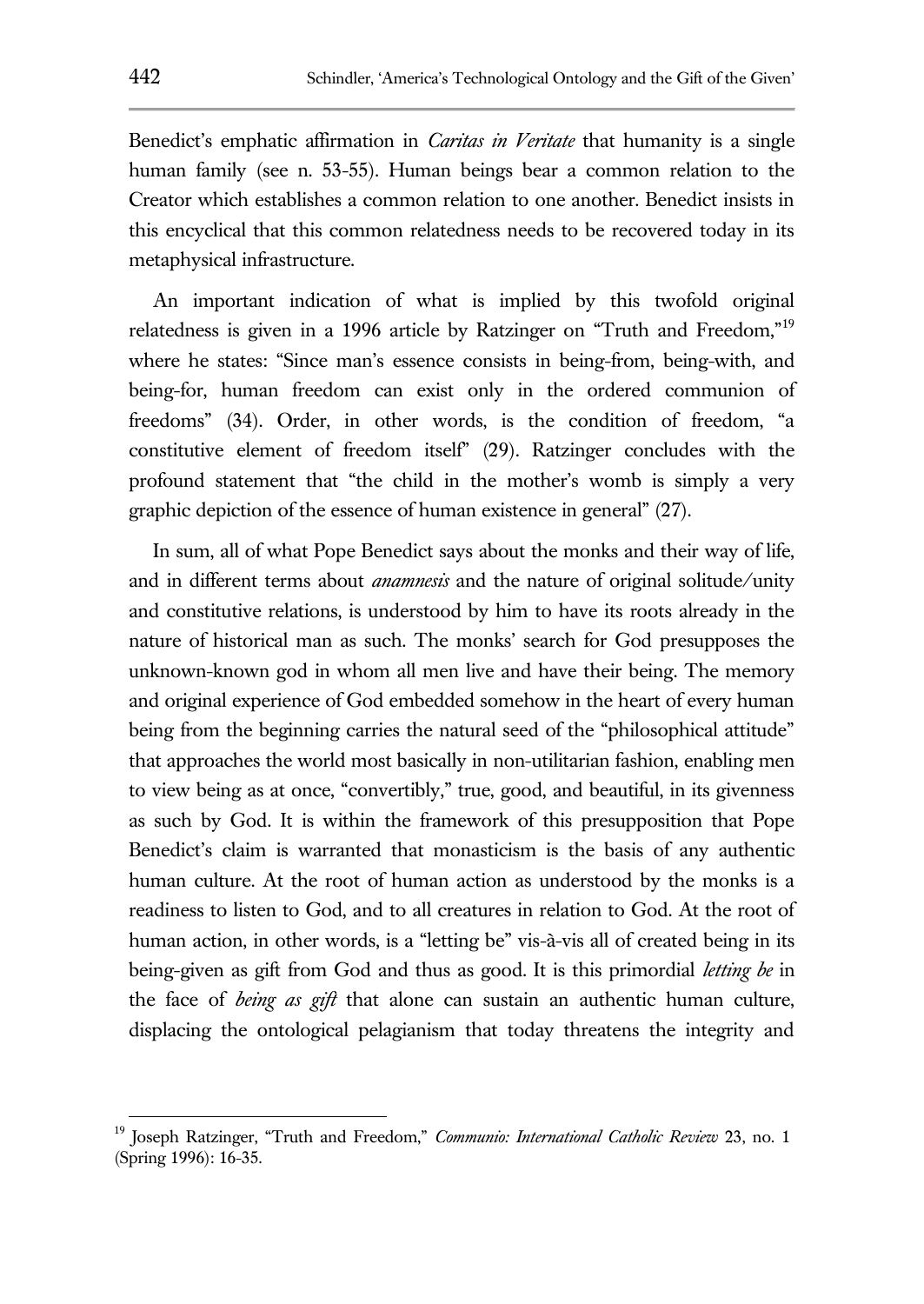Benedict's emphatic affirmation in *Caritas in Veritate* that humanity is a single human family (see n. 53-55). Human beings bear a common relation to the Creator which establishes a common relation to one another. Benedict insists in this encyclical that this common relatedness needs to be recovered today in its metaphysical infrastructure.

An important indication of what is implied by this twofold original relatedness is given in a 1996 article by Ratzinger on "Truth and Freedom,"[19] where he states: "Since man's essence consists in being-from, being-with, and being-for, human freedom can exist only in the ordered communion of freedoms" (34). Order, in other words, is the condition of freedom, "a constitutive element of freedom itself" (29). Ratzinger concludes with the profound statement that "the child in the mother's womb is simply a very graphic depiction of the essence of human existence in general" (27).

In sum, all of what Pope Benedict says about the monks and their way of life, and in different terms about *anamnesis* and the nature of original solitude/unity and constitutive relations, is understood by him to have its roots already in the nature of historical man as such. The monks' search for God presupposes the unknown-known god in whom all men live and have their being. The memory and original experience of God embedded somehow in the heart of every human being from the beginning carries the natural seed of the "philosophical attitude" that approaches the world most basically in non-utilitarian fashion, enabling men to view being as at once, "convertibly," true, good, and beautiful, in its givenness as such by God. It is within the framework of this presupposition that Pope Benedict's claim is warranted that monasticism is the basis of any authentic human culture. At the root of human action as understood by the monks is a readiness to listen to God, and to all creatures in relation to God. At the root of human action, in other words, is a "letting be" vis-à-vis all of created being in its being-given as gift from God and thus as good. It is this primordial *letting be* in the face of *being as gift* that alone can sustain an authentic human culture, displacing the ontological pelagianism that today threatens the integrity and

---

[19] Joseph Ratzinger, "Truth and Freedom," *Communio: International Catholic Review* 23, no. 1 (Spring 1996): 16-35.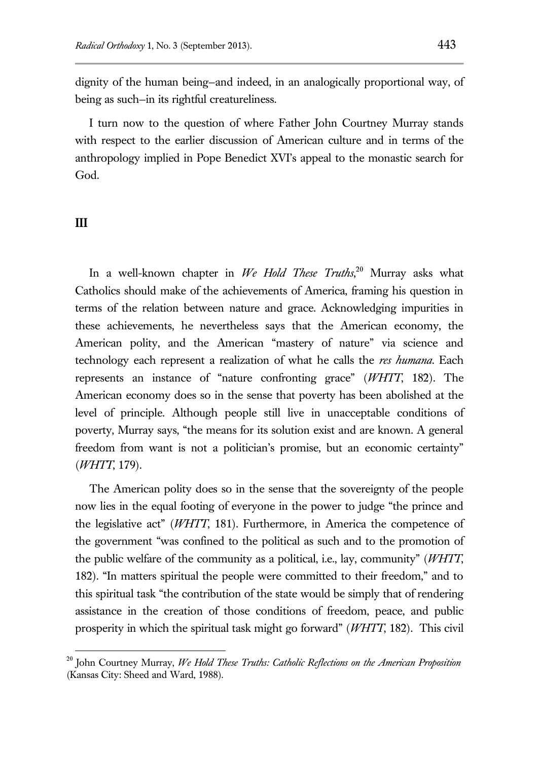dignity of the human being–and indeed, in an analogically proportional way, of being as such–in its rightful creatureliness.

I turn now to the question of where Father John Courtney Murray stands with respect to the earlier discussion of American culture and in terms of the anthropology implied in Pope Benedict XVI's appeal to the monastic search for God.

## III

In a well-known chapter in *We Hold These Truths*,[20] Murray asks what Catholics should make of the achievements of America, framing his question in terms of the relation between nature and grace. Acknowledging impurities in these achievements, he nevertheless says that the American economy, the American polity, and the American "mastery of nature" via science and technology each represent a realization of what he calls the *res humana*. Each represents an instance of "nature confronting grace" (*WHTT*, 182). The American economy does so in the sense that poverty has been abolished at the level of principle. Although people still live in unacceptable conditions of poverty, Murray says, "the means for its solution exist and are known. A general freedom from want is not a politician's promise, but an economic certainty" (*WHTT*, 179).

The American polity does so in the sense that the sovereignty of the people now lies in the equal footing of everyone in the power to judge "the prince and the legislative act" (*WHTT*, 181). Furthermore, in America the competence of the government "was confined to the political as such and to the promotion of the public welfare of the community as a political, i.e., lay, community" (*WHTT*, 182). "In matters spiritual the people were committed to their freedom," and to this spiritual task "the contribution of the state would be simply that of rendering assistance in the creation of those conditions of freedom, peace, and public prosperity in which the spiritual task might go forward" (*WHTT*, 182). This civil

[20] John Courtney Murray, *We Hold These Truths: Catholic Reflections on the American Proposition* (Kansas City: Sheed and Ward, 1988).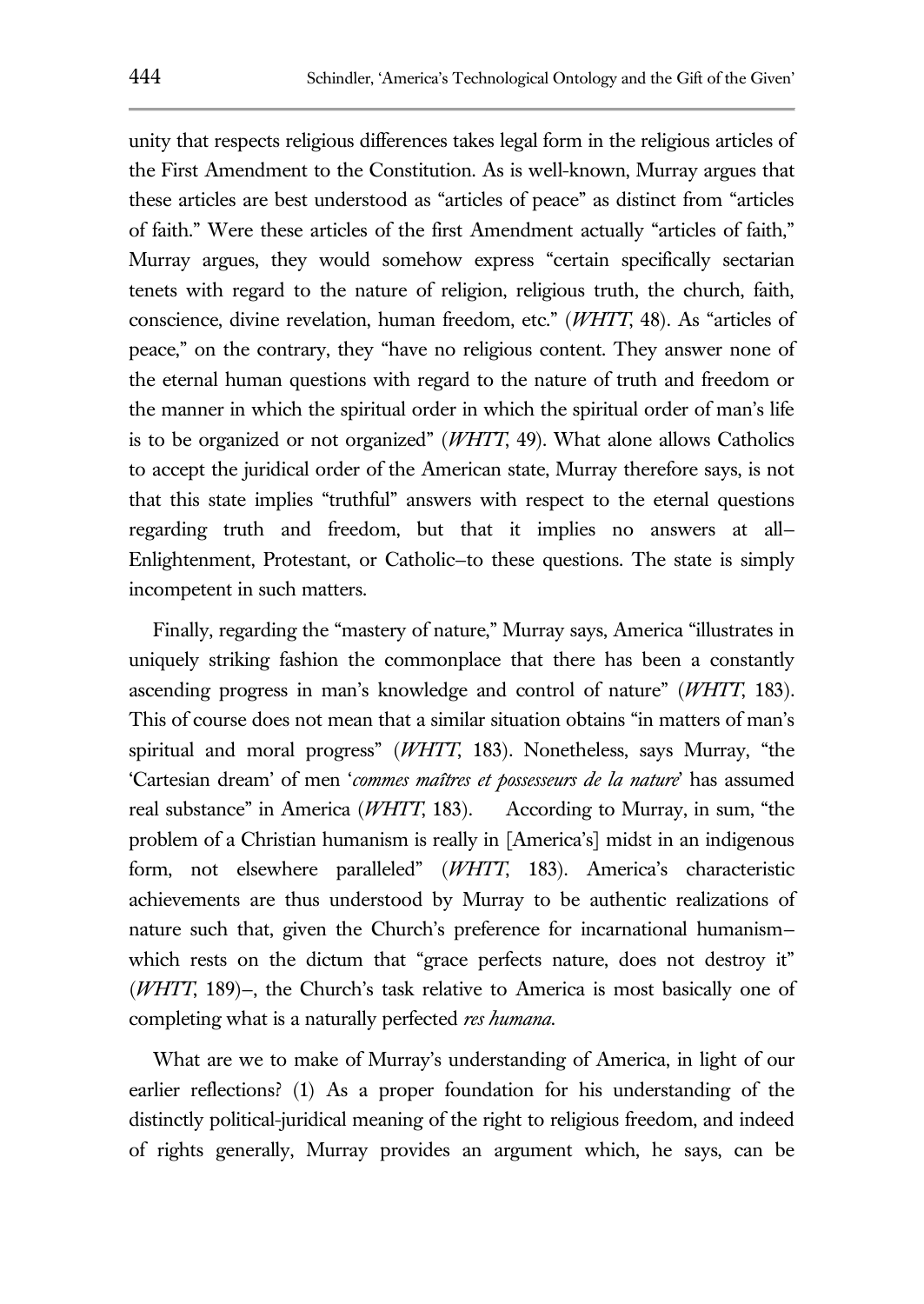unity that respects religious differences takes legal form in the religious articles of the First Amendment to the Constitution. As is well-known, Murray argues that these articles are best understood as "articles of peace" as distinct from "articles of faith." Were these articles of the first Amendment actually "articles of faith," Murray argues, they would somehow express "certain specifically sectarian tenets with regard to the nature of religion, religious truth, the church, faith, conscience, divine revelation, human freedom, etc." (*WHTT*, 48). As "articles of peace," on the contrary, they "have no religious content. They answer none of the eternal human questions with regard to the nature of truth and freedom or the manner in which the spiritual order in which the spiritual order of man's life is to be organized or not organized" (*WHTT*, 49). What alone allows Catholics to accept the juridical order of the American state, Murray therefore says, is not that this state implies "truthful" answers with respect to the eternal questions regarding truth and freedom, but that it implies no answers at all–Enlightenment, Protestant, or Catholic–to these questions. The state is simply incompetent in such matters.

Finally, regarding the "mastery of nature," Murray says, America "illustrates in uniquely striking fashion the commonplace that there has been a constantly ascending progress in man's knowledge and control of nature" (*WHTT*, 183). This of course does not mean that a similar situation obtains "in matters of man's spiritual and moral progress" (*WHTT*, 183). Nonetheless, says Murray, "the 'Cartesian dream' of men '*commes maîtres et possesseurs de la nature*' has assumed real substance" in America (*WHTT*, 183). According to Murray, in sum, "the problem of a Christian humanism is really in [America's] midst in an indigenous form, not elsewhere paralleled" (*WHTT*, 183). America's characteristic achievements are thus understood by Murray to be authentic realizations of nature such that, given the Church's preference for incarnational humanism–which rests on the dictum that "grace perfects nature, does not destroy it" (*WHTT*, 189)–, the Church's task relative to America is most basically one of completing what is a naturally perfected *res humana*.

What are we to make of Murray's understanding of America, in light of our earlier reflections? (1) As a proper foundation for his understanding of the distinctly political-juridical meaning of the right to religious freedom, and indeed of rights generally, Murray provides an argument which, he says, can be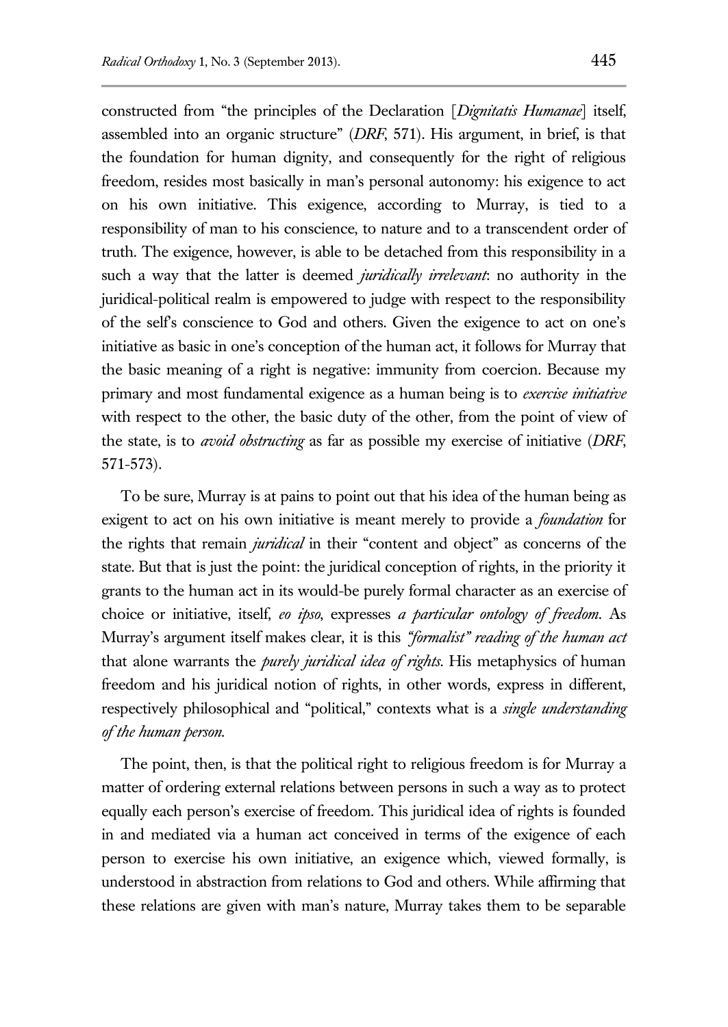constructed from "the principles of the Declaration [*Dignitatis Humanae*] itself, assembled into an organic structure" (*DRF*, 571). His argument, in brief, is that the foundation for human dignity, and consequently for the right of religious freedom, resides most basically in man's personal autonomy: his exigence to act on his own initiative. This exigence, according to Murray, is tied to a responsibility of man to his conscience, to nature and to a transcendent order of truth. The exigence, however, is able to be detached from this responsibility in a such a way that the latter is deemed *juridically irrelevant*: no authority in the juridical-political realm is empowered to judge with respect to the responsibility of the self's conscience to God and others. Given the exigence to act on one's initiative as basic in one's conception of the human act, it follows for Murray that the basic meaning of a right is negative: immunity from coercion. Because my primary and most fundamental exigence as a human being is to *exercise initiative* with respect to the other, the basic duty of the other, from the point of view of the state, is to *avoid obstructing* as far as possible my exercise of initiative (*DRF*, 571-573).

To be sure, Murray is at pains to point out that his idea of the human being as exigent to act on his own initiative is meant merely to provide a *foundation* for the rights that remain *juridical* in their "content and object" as concerns of the state. But that is just the point: the juridical conception of rights, in the priority it grants to the human act in its would-be purely formal character as an exercise of choice or initiative, itself, *eo ipso*, expresses *a particular ontology of freedom*. As Murray's argument itself makes clear, it is this *"formalist" reading of the human act* that alone warrants the *purely juridical idea of rights*. His metaphysics of human freedom and his juridical notion of rights, in other words, express in different, respectively philosophical and "political," contexts what is a *single understanding of the human person*.

The point, then, is that the political right to religious freedom is for Murray a matter of ordering external relations between persons in such a way as to protect equally each person's exercise of freedom. This juridical idea of rights is founded in and mediated via a human act conceived in terms of the exigence of each person to exercise his own initiative, an exigence which, viewed formally, is understood in abstraction from relations to God and others. While affirming that these relations are given with man's nature, Murray takes them to be separable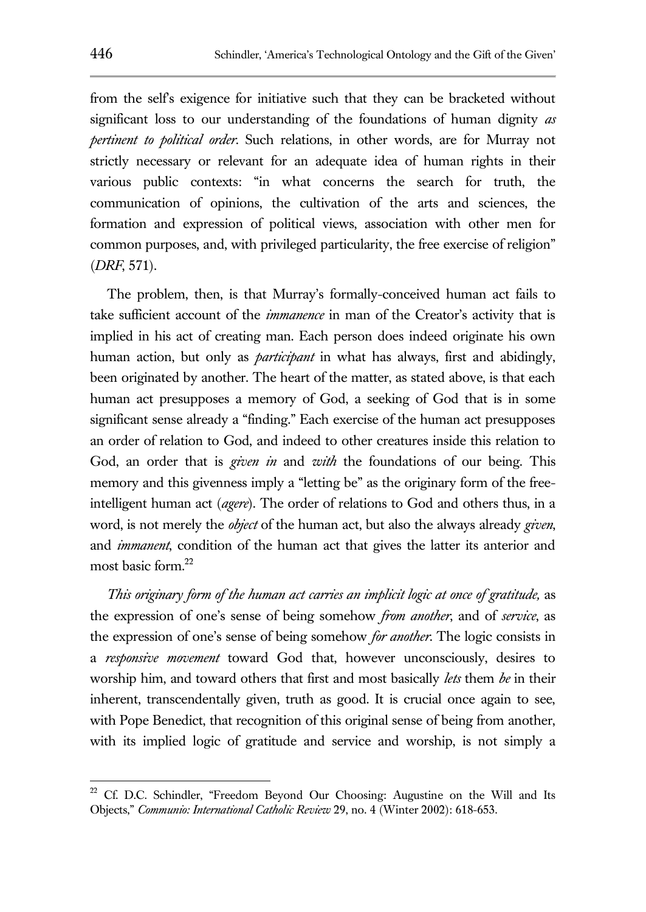from the self's exigence for initiative such that they can be bracketed without significant loss to our understanding of the foundations of human dignity *as pertinent to political order*. Such relations, in other words, are for Murray not strictly necessary or relevant for an adequate idea of human rights in their various public contexts: "in what concerns the search for truth, the communication of opinions, the cultivation of the arts and sciences, the formation and expression of political views, association with other men for common purposes, and, with privileged particularity, the free exercise of religion" (*DRF*, 571).

The problem, then, is that Murray's formally-conceived human act fails to take sufficient account of the *immanence* in man of the Creator's activity that is implied in his act of creating man. Each person does indeed originate his own human action, but only as *participant* in what has always, first and abidingly, been originated by another. The heart of the matter, as stated above, is that each human act presupposes a memory of God, a seeking of God that is in some significant sense already a "finding." Each exercise of the human act presupposes an order of relation to God, and indeed to other creatures inside this relation to God, an order that is *given in* and *with* the foundations of our being. This memory and this givenness imply a "letting be" as the originary form of the free-intelligent human act (*agere*). The order of relations to God and others thus, in a word, is not merely the *object* of the human act, but also the always already *given*, and *immanent*, condition of the human act that gives the latter its anterior and most basic form.[22]

*This originary form of the human act carries an implicit logic at once of gratitude,* as the expression of one's sense of being somehow *from another*, and of *service*, as the expression of one's sense of being somehow *for another*. The logic consists in a *responsive movement* toward God that, however unconsciously, desires to worship him, and toward others that first and most basically *lets* them *be* in their inherent, transcendentally given, truth as good. It is crucial once again to see, with Pope Benedict, that recognition of this original sense of being from another, with its implied logic of gratitude and service and worship, is not simply a

[22] Cf. D.C. Schindler, "Freedom Beyond Our Choosing: Augustine on the Will and Its Objects," *Communio: International Catholic Review* 29, no. 4 (Winter 2002): 618-653.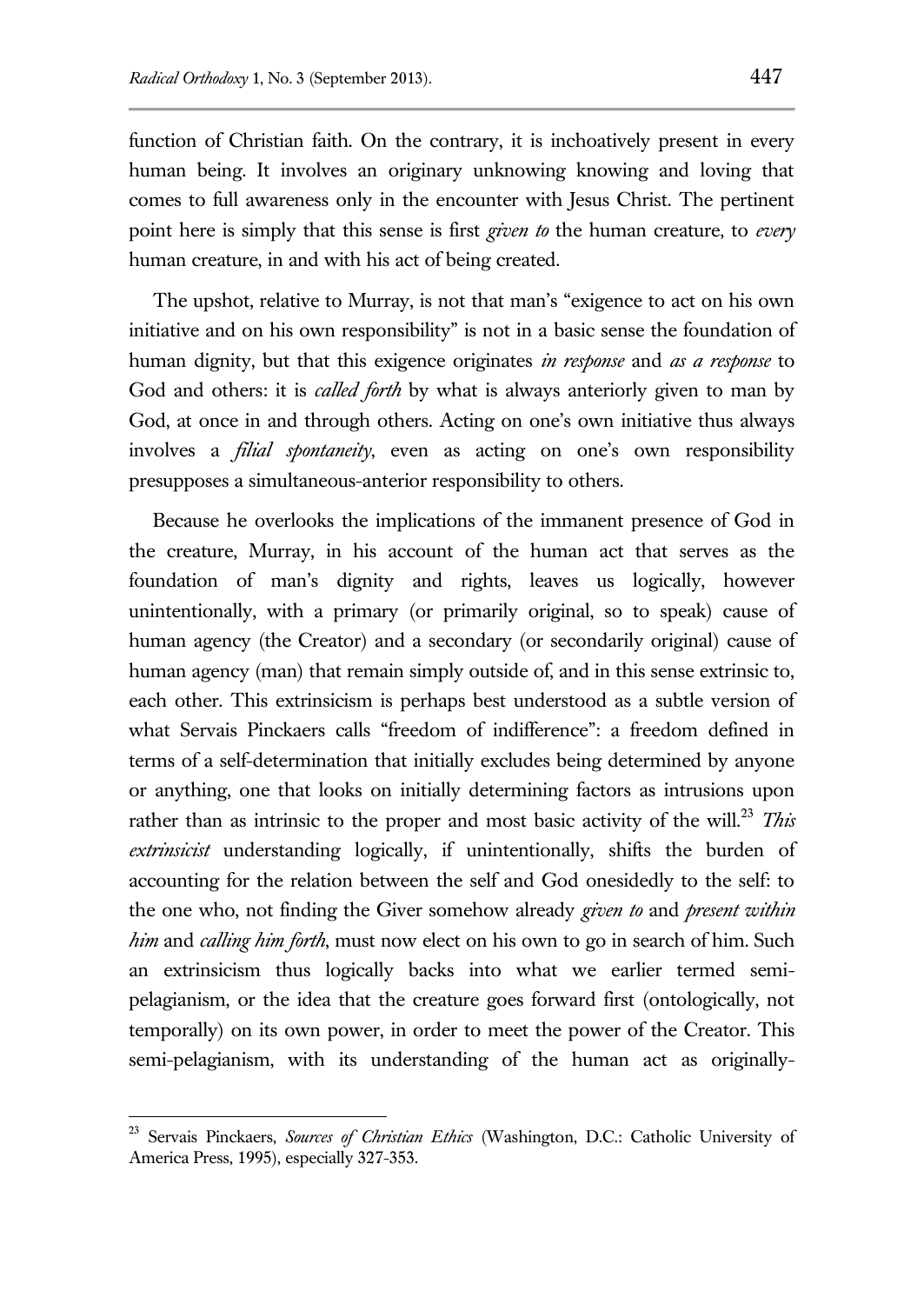function of Christian faith. On the contrary, it is inchoatively present in every human being. It involves an originary unknowing knowing and loving that comes to full awareness only in the encounter with Jesus Christ. The pertinent point here is simply that this sense is first *given to* the human creature, to *every* human creature, in and with his act of being created.

The upshot, relative to Murray, is not that man's "exigence to act on his own initiative and on his own responsibility" is not in a basic sense the foundation of human dignity, but that this exigence originates *in response* and *as a response* to God and others: it is *called forth* by what is always anteriorly given to man by God, at once in and through others. Acting on one's own initiative thus always involves a *filial spontaneity*, even as acting on one's own responsibility presupposes a simultaneous-anterior responsibility to others.

Because he overlooks the implications of the immanent presence of God in the creature, Murray, in his account of the human act that serves as the foundation of man's dignity and rights, leaves us logically, however unintentionally, with a primary (or primarily original, so to speak) cause of human agency (the Creator) and a secondary (or secondarily original) cause of human agency (man) that remain simply outside of, and in this sense extrinsic to, each other. This extrinsicism is perhaps best understood as a subtle version of what Servais Pinckaers calls "freedom of indifference": a freedom defined in terms of a self-determination that initially excludes being determined by anyone or anything, one that looks on initially determining factors as intrusions upon rather than as intrinsic to the proper and most basic activity of the will.[23] *This extrinsicist* understanding logically, if unintentionally, shifts the burden of accounting for the relation between the self and God onesidedly to the self: to the one who, not finding the Giver somehow already *given to* and *present within him* and *calling him forth*, must now elect on his own to go in search of him. Such an extrinsicism thus logically backs into what we earlier termed semi-pelagianism, or the idea that the creature goes forward first (ontologically, not temporally) on its own power, in order to meet the power of the Creator. This semi-pelagianism, with its understanding of the human act as originally-

---

[23] Servais Pinckaers, *Sources of Christian Ethics* (Washington, D.C.: Catholic University of America Press, 1995), especially 327-353.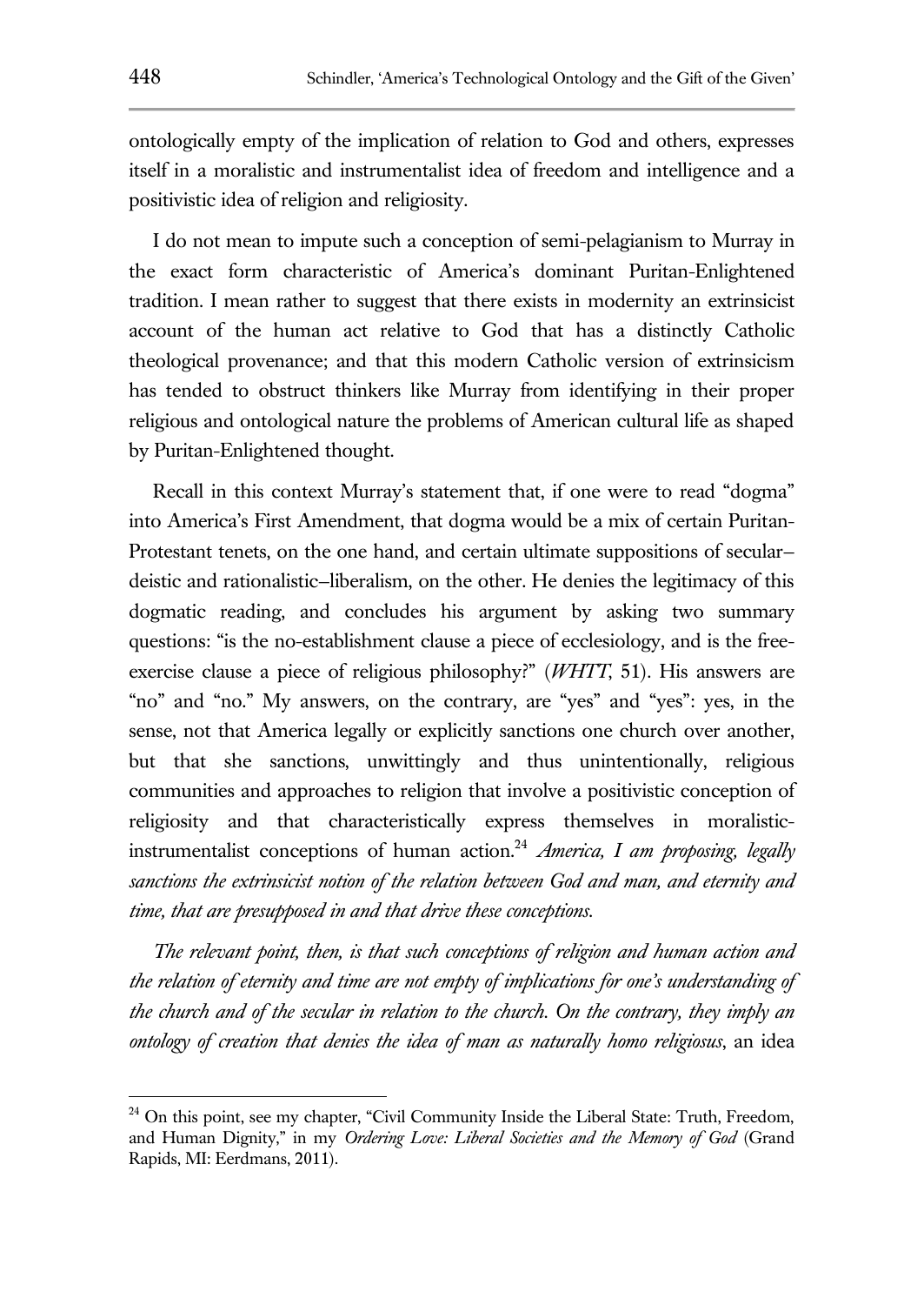ontologically empty of the implication of relation to God and others, expresses itself in a moralistic and instrumentalist idea of freedom and intelligence and a positivistic idea of religion and religiosity.

I do not mean to impute such a conception of semi-pelagianism to Murray in the exact form characteristic of America's dominant Puritan-Enlightened tradition. I mean rather to suggest that there exists in modernity an extrinsicist account of the human act relative to God that has a distinctly Catholic theological provenance; and that this modern Catholic version of extrinsicism has tended to obstruct thinkers like Murray from identifying in their proper religious and ontological nature the problems of American cultural life as shaped by Puritan-Enlightened thought.

Recall in this context Murray's statement that, if one were to read "dogma" into America's First Amendment, that dogma would be a mix of certain Puritan-Protestant tenets, on the one hand, and certain ultimate suppositions of secular–deistic and rationalistic–liberalism, on the other. He denies the legitimacy of this dogmatic reading, and concludes his argument by asking two summary questions: "is the no-establishment clause a piece of ecclesiology, and is the free-exercise clause a piece of religious philosophy?" (*WHTT*, 51). His answers are "no" and "no." My answers, on the contrary, are "yes" and "yes": yes, in the sense, not that America legally or explicitly sanctions one church over another, but that she sanctions, unwittingly and thus unintentionally, religious communities and approaches to religion that involve a positivistic conception of religiosity and that characteristically express themselves in moralistic-instrumentalist conceptions of human action.[24] *America, I am proposing, legally sanctions the extrinsicist notion of the relation between God and man, and eternity and time, that are presupposed in and that drive these conceptions.*

*The relevant point, then, is that such conceptions of religion and human action and the relation of eternity and time are not empty of implications for one's understanding of the church and of the secular in relation to the church. On the contrary, they imply an ontology of creation that denies the idea of man as naturally homo religiosus*, an idea

---

[24] On this point, see my chapter, "Civil Community Inside the Liberal State: Truth, Freedom, and Human Dignity," in my *Ordering Love: Liberal Societies and the Memory of God* (Grand Rapids, MI: Eerdmans, 2011).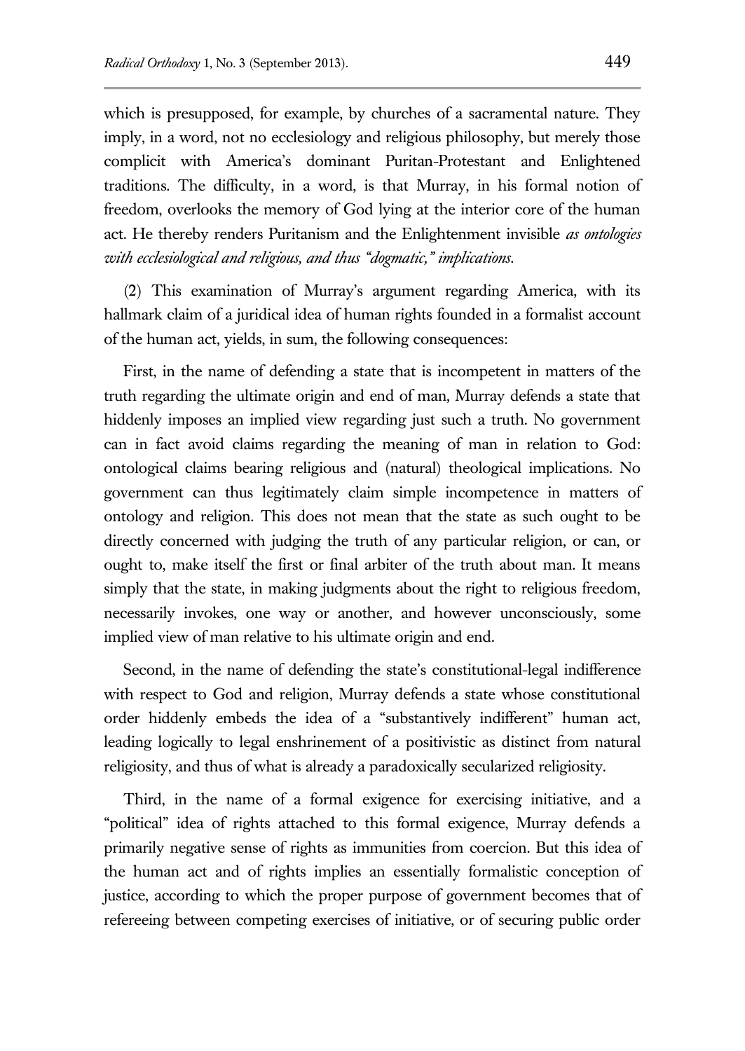which is presupposed, for example, by churches of a sacramental nature. They imply, in a word, not no ecclesiology and religious philosophy, but merely those complicit with America's dominant Puritan-Protestant and Enlightened traditions. The difficulty, in a word, is that Murray, in his formal notion of freedom, overlooks the memory of God lying at the interior core of the human act. He thereby renders Puritanism and the Enlightenment invisible *as ontologies with ecclesiological and religious, and thus "dogmatic," implications.*

(2) This examination of Murray's argument regarding America, with its hallmark claim of a juridical idea of human rights founded in a formalist account of the human act, yields, in sum, the following consequences:

First, in the name of defending a state that is incompetent in matters of the truth regarding the ultimate origin and end of man, Murray defends a state that hiddenly imposes an implied view regarding just such a truth. No government can in fact avoid claims regarding the meaning of man in relation to God: ontological claims bearing religious and (natural) theological implications. No government can thus legitimately claim simple incompetence in matters of ontology and religion. This does not mean that the state as such ought to be directly concerned with judging the truth of any particular religion, or can, or ought to, make itself the first or final arbiter of the truth about man. It means simply that the state, in making judgments about the right to religious freedom, necessarily invokes, one way or another, and however unconsciously, some implied view of man relative to his ultimate origin and end.

Second, in the name of defending the state's constitutional-legal indifference with respect to God and religion, Murray defends a state whose constitutional order hiddenly embeds the idea of a "substantively indifferent" human act, leading logically to legal enshrinement of a positivistic as distinct from natural religiosity, and thus of what is already a paradoxically secularized religiosity.

Third, in the name of a formal exigence for exercising initiative, and a "political" idea of rights attached to this formal exigence, Murray defends a primarily negative sense of rights as immunities from coercion. But this idea of the human act and of rights implies an essentially formalistic conception of justice, according to which the proper purpose of government becomes that of refereeing between competing exercises of initiative, or of securing public order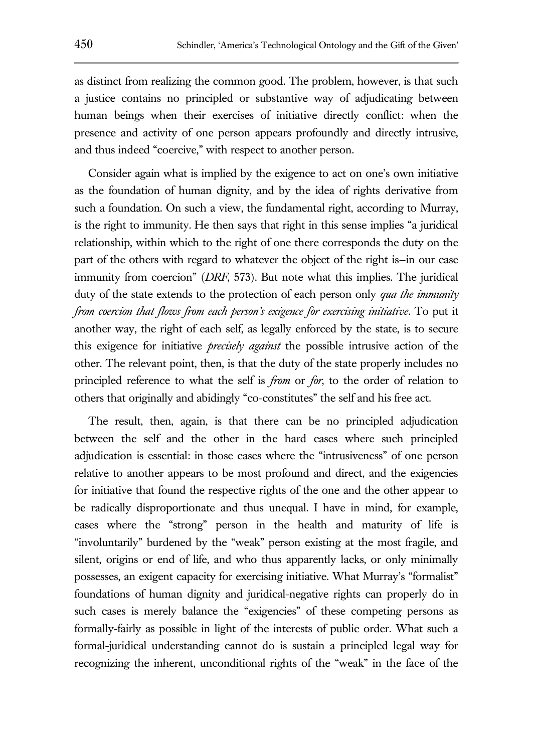as distinct from realizing the common good. The problem, however, is that such a justice contains no principled or substantive way of adjudicating between human beings when their exercises of initiative directly conflict: when the presence and activity of one person appears profoundly and directly intrusive, and thus indeed "coercive," with respect to another person.

Consider again what is implied by the exigence to act on one's own initiative as the foundation of human dignity, and by the idea of rights derivative from such a foundation. On such a view, the fundamental right, according to Murray, is the right to immunity. He then says that right in this sense implies "a juridical relationship, within which to the right of one there corresponds the duty on the part of the others with regard to whatever the object of the right is—in our case immunity from coercion" (*DRF*, 573). But note what this implies. The juridical duty of the state extends to the protection of each person only *qua the immunity from coercion that flows from each person's exigence for exercising initiative*. To put it another way, the right of each self, as legally enforced by the state, is to secure this exigence for initiative *precisely against* the possible intrusive action of the other. The relevant point, then, is that the duty of the state properly includes no principled reference to what the self is *from* or *for*, to the order of relation to others that originally and abidingly "co-constitutes" the self and his free act.

The result, then, again, is that there can be no principled adjudication between the self and the other in the hard cases where such principled adjudication is essential: in those cases where the "intrusiveness" of one person relative to another appears to be most profound and direct, and the exigencies for initiative that found the respective rights of the one and the other appear to be radically disproportionate and thus unequal. I have in mind, for example, cases where the "strong" person in the health and maturity of life is "involuntarily" burdened by the "weak" person existing at the most fragile, and silent, origins or end of life, and who thus apparently lacks, or only minimally possesses, an exigent capacity for exercising initiative. What Murray's "formalist" foundations of human dignity and juridical-negative rights can properly do in such cases is merely balance the "exigencies" of these competing persons as formally-fairly as possible in light of the interests of public order. What such a formal-juridical understanding cannot do is sustain a principled legal way for recognizing the inherent, unconditional rights of the "weak" in the face of the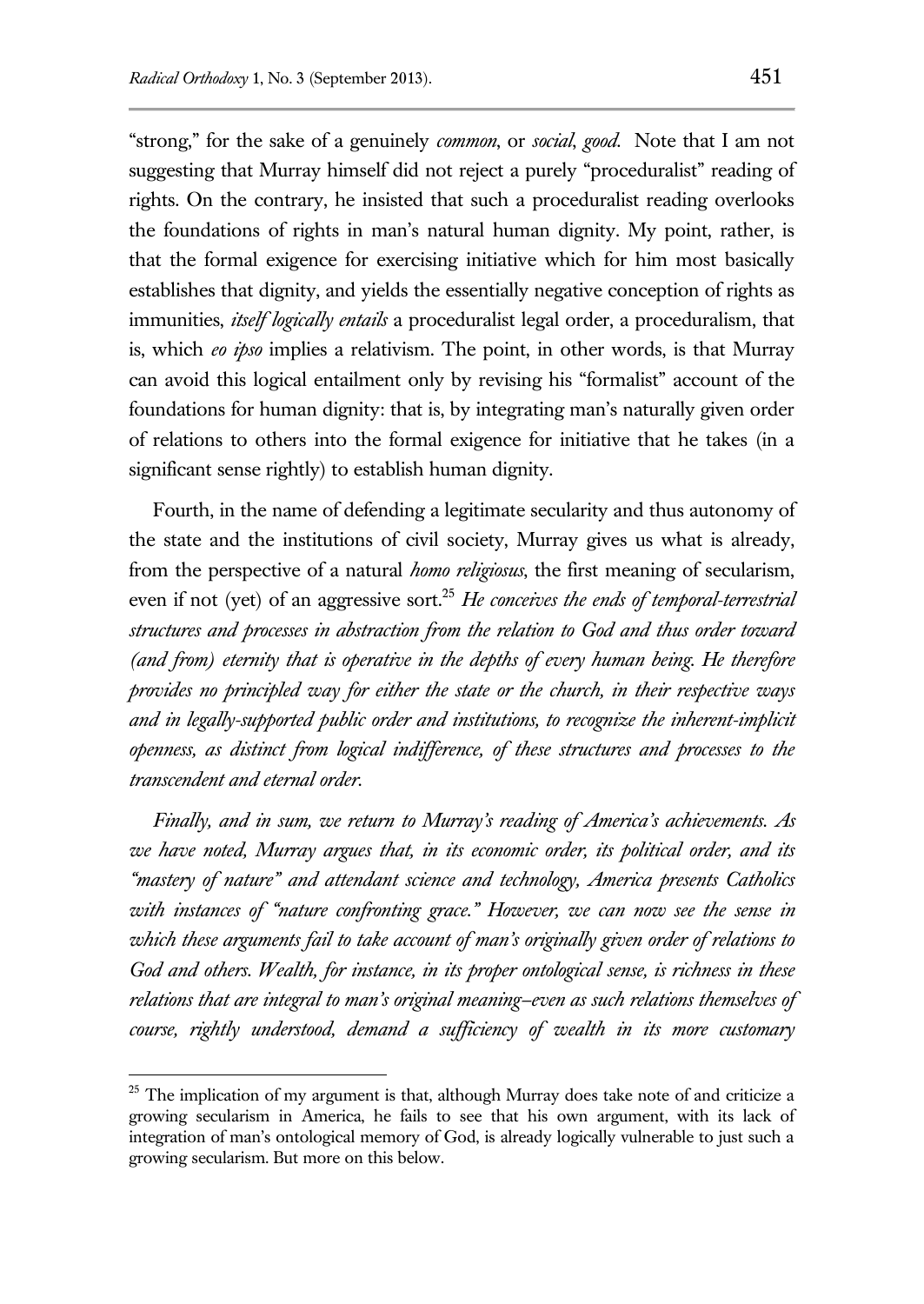"strong," for the sake of a genuinely *common*, or *social*, *good*. Note that I am not suggesting that Murray himself did not reject a purely "proceduralist" reading of rights. On the contrary, he insisted that such a proceduralist reading overlooks the foundations of rights in man's natural human dignity. My point, rather, is that the formal exigence for exercising initiative which for him most basically establishes that dignity, and yields the essentially negative conception of rights as immunities, *itself logically entails* a proceduralist legal order, a proceduralism, that is, which *eo ipso* implies a relativism. The point, in other words, is that Murray can avoid this logical entailment only by revising his "formalist" account of the foundations for human dignity: that is, by integrating man's naturally given order of relations to others into the formal exigence for initiative that he takes (in a significant sense rightly) to establish human dignity.

Fourth, in the name of defending a legitimate secularity and thus autonomy of the state and the institutions of civil society, Murray gives us what is already, from the perspective of a natural *homo religiosus*, the first meaning of secularism, even if not (yet) of an aggressive sort.[25] *He conceives the ends of temporal-terrestrial structures and processes in abstraction from the relation to God and thus order toward (and from) eternity that is operative in the depths of every human being. He therefore provides no principled way for either the state or the church, in their respective ways and in legally-supported public order and institutions, to recognize the inherent-implicit openness, as distinct from logical indifference, of these structures and processes to the transcendent and eternal order.*

*Finally, and in sum, we return to Murray's reading of America's achievements. As we have noted, Murray argues that, in its economic order, its political order, and its "mastery of nature" and attendant science and technology, America presents Catholics with instances of "nature confronting grace." However, we can now see the sense in which these arguments fail to take account of man's originally given order of relations to God and others. Wealth, for instance, in its proper ontological sense, is richness in these relations that are integral to man's original meaning–even as such relations themselves of course, rightly understood, demand a sufficiency of wealth in its more customary*

[25] The implication of my argument is that, although Murray does take note of and criticize a growing secularism in America, he fails to see that his own argument, with its lack of integration of man's ontological memory of God, is already logically vulnerable to just such a growing secularism. But more on this below.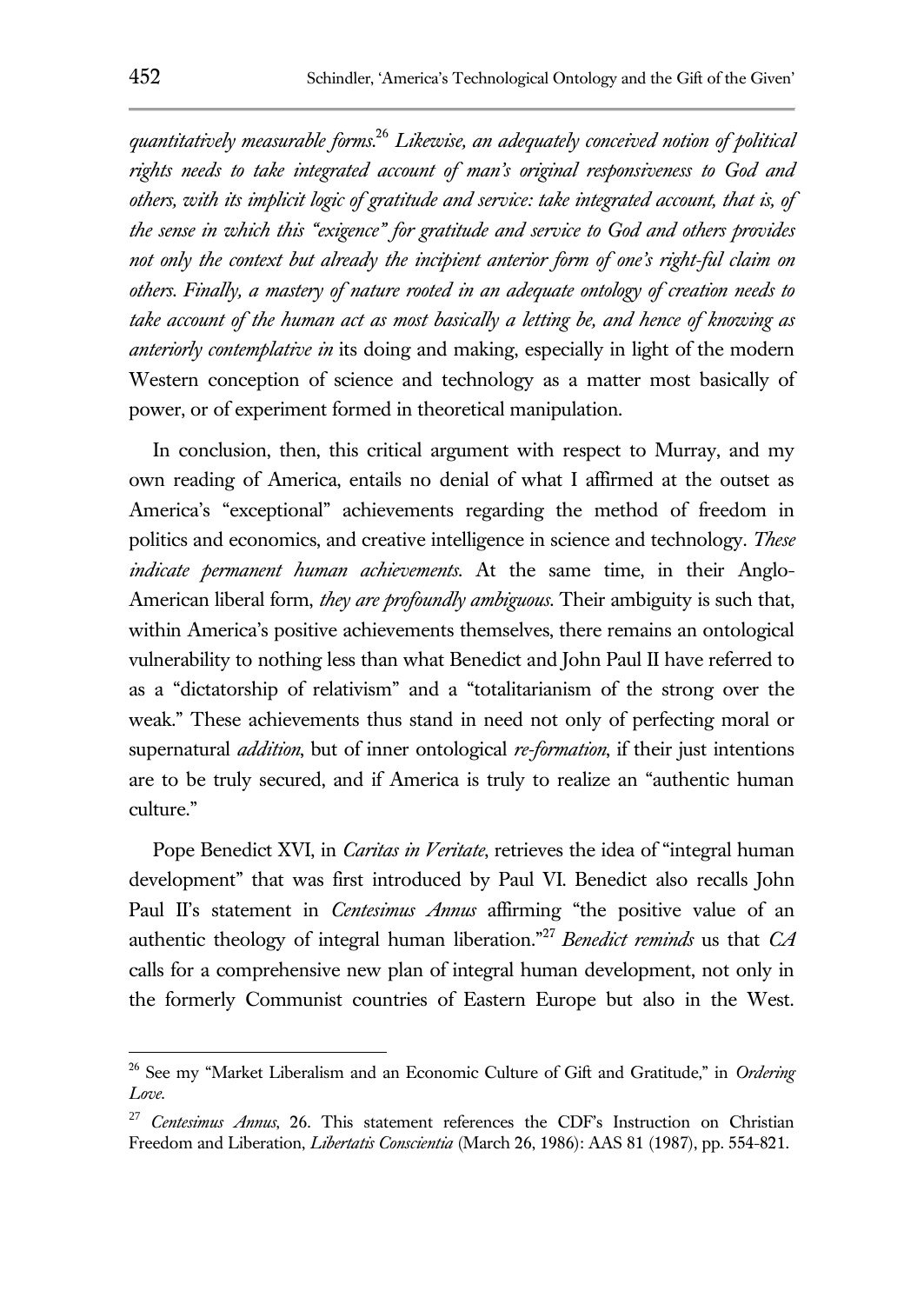*quantitatively measurable forms.*[26] *Likewise, an adequately conceived notion of political rights needs to take integrated account of man's original responsiveness to God and others, with its implicit logic of gratitude and service: take integrated account, that is, of the sense in which this "exigence" for gratitude and service to God and others provides not only the context but already the incipient anterior form of one's right-ful claim on others. Finally, a mastery of nature rooted in an adequate ontology of creation needs to take account of the human act as most basically a letting be, and hence of knowing as anteriorly contemplative in* its doing and making, especially in light of the modern Western conception of science and technology as a matter most basically of power, or of experiment formed in theoretical manipulation.

In conclusion, then, this critical argument with respect to Murray, and my own reading of America, entails no denial of what I affirmed at the outset as America's "exceptional" achievements regarding the method of freedom in politics and economics, and creative intelligence in science and technology. *These indicate permanent human achievements.* At the same time, in their Anglo-American liberal form, *they are profoundly ambiguous.* Their ambiguity is such that, within America's positive achievements themselves, there remains an ontological vulnerability to nothing less than what Benedict and John Paul II have referred to as a "dictatorship of relativism" and a "totalitarianism of the strong over the weak." These achievements thus stand in need not only of perfecting moral or supernatural *addition*, but of inner ontological *re-formation*, if their just intentions are to be truly secured, and if America is truly to realize an "authentic human culture."

Pope Benedict XVI, in *Caritas in Veritate*, retrieves the idea of "integral human development" that was first introduced by Paul VI. Benedict also recalls John Paul II's statement in *Centesimus Annus* affirming "the positive value of an authentic theology of integral human liberation."[27] *Benedict reminds* us that *CA* calls for a comprehensive new plan of integral human development, not only in the formerly Communist countries of Eastern Europe but also in the West.

---

[26] See my "Market Liberalism and an Economic Culture of Gift and Gratitude," in *Ordering Love.*

[27] *Centesimus Annus*, 26. This statement references the CDF's Instruction on Christian Freedom and Liberation, *Libertatis Conscientia* (March 26, 1986): AAS 81 (1987), pp. 554-821.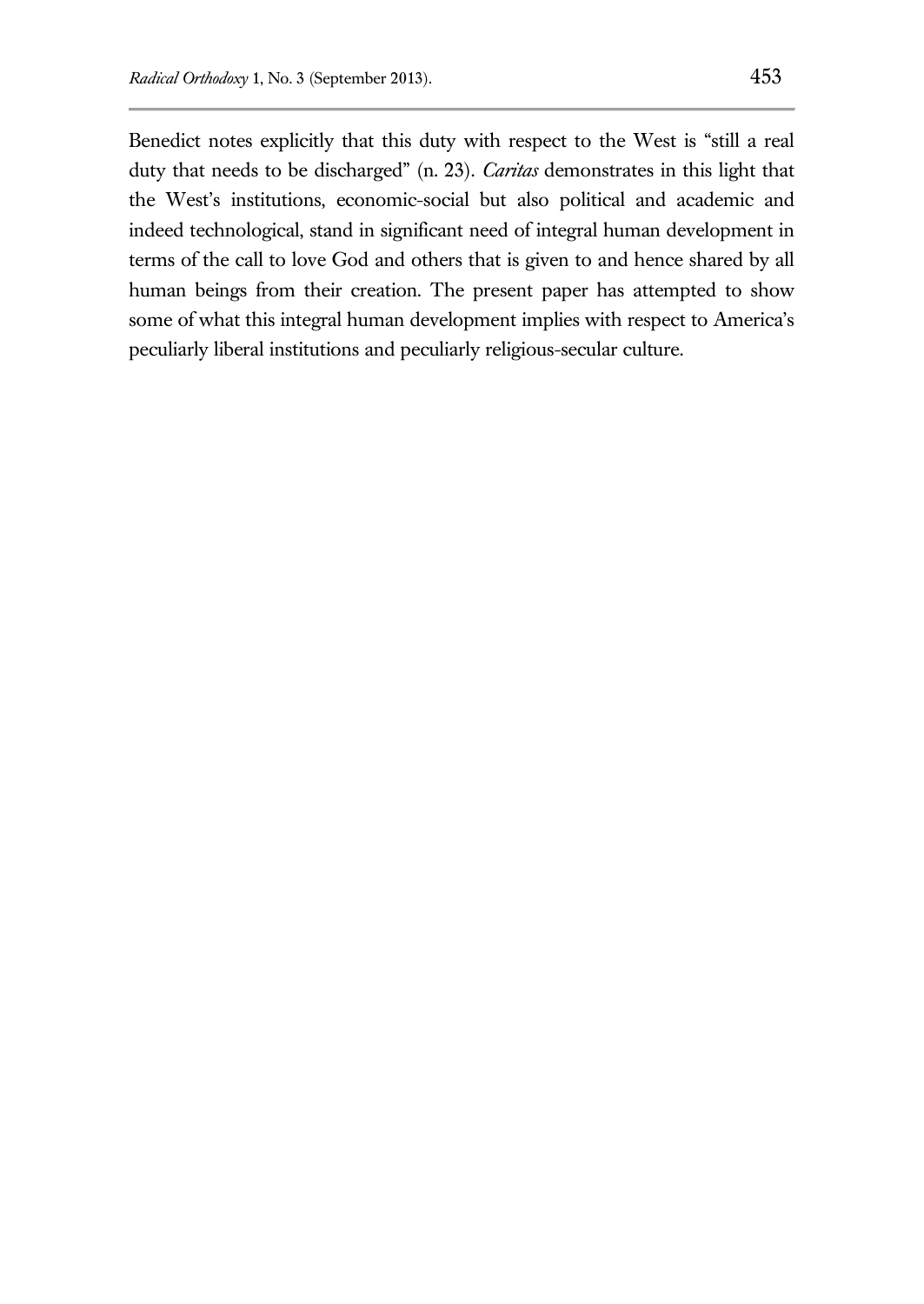Benedict notes explicitly that this duty with respect to the West is "still a real duty that needs to be discharged" (n. 23). *Caritas* demonstrates in this light that the West's institutions, economic-social but also political and academic and indeed technological, stand in significant need of integral human development in terms of the call to love God and others that is given to and hence shared by all human beings from their creation. The present paper has attempted to show some of what this integral human development implies with respect to America's peculiarly liberal institutions and peculiarly religious-secular culture.